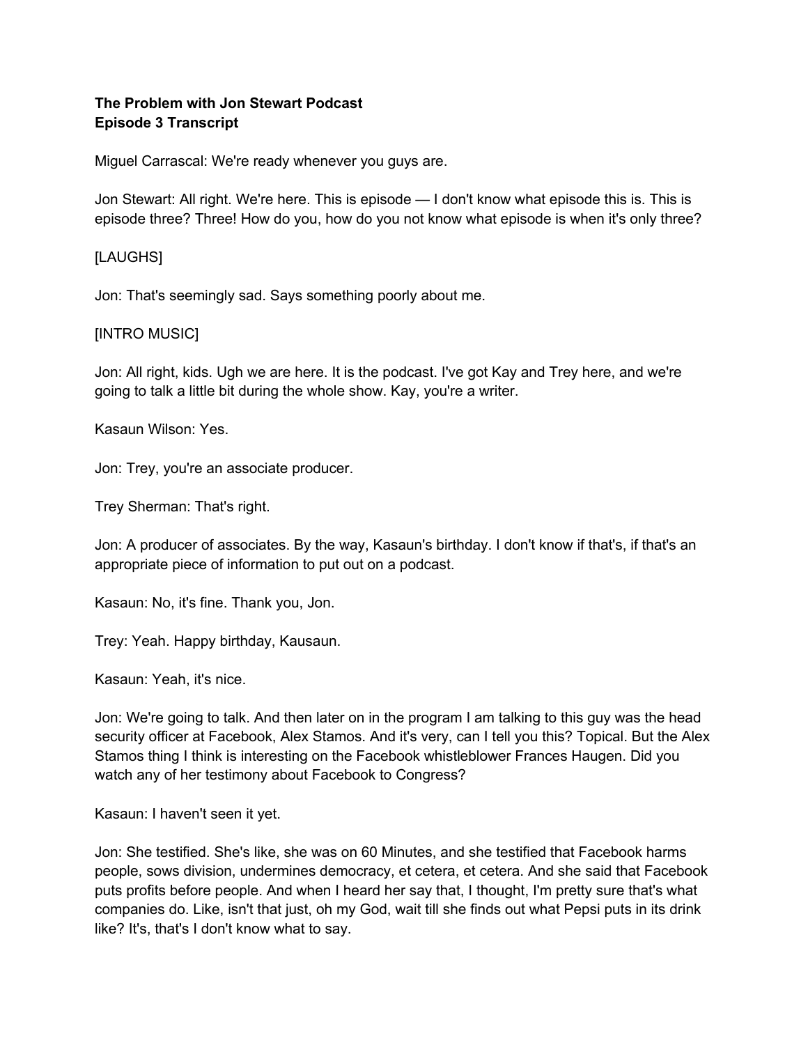**The Problem with Jon Stewart Podcast**
**Episode 3 Transcript**

Miguel Carrascal: We're ready whenever you guys are.

Jon Stewart: All right. We're here. This is episode — I don't know what episode this is. This is episode three? Three! How do you, how do you not know what episode is when it's only three?

[LAUGHS]

Jon: That's seemingly sad. Says something poorly about me.

[INTRO MUSIC]

Jon: All right, kids. Ugh we are here. It is the podcast. I've got Kay and Trey here, and we're going to talk a little bit during the whole show. Kay, you're a writer.

Kasaun Wilson: Yes.

Jon: Trey, you're an associate producer.

Trey Sherman: That's right.

Jon: A producer of associates. By the way, Kasaun's birthday. I don't know if that's, if that's an appropriate piece of information to put out on a podcast.

Kasaun: No, it's fine. Thank you, Jon.

Trey: Yeah. Happy birthday, Kausaun.

Kasaun: Yeah, it's nice.

Jon: We're going to talk. And then later on in the program I am talking to this guy was the head security officer at Facebook, Alex Stamos. And it's very, can I tell you this? Topical. But the Alex Stamos thing I think is interesting on the Facebook whistleblower Frances Haugen. Did you watch any of her testimony about Facebook to Congress?

Kasaun: I haven't seen it yet.

Jon: She testified. She's like, she was on 60 Minutes, and she testified that Facebook harms people, sows division, undermines democracy, et cetera, et cetera. And she said that Facebook puts profits before people. And when I heard her say that, I thought, I'm pretty sure that's what companies do. Like, isn't that just, oh my God, wait till she finds out what Pepsi puts in its drink like? It's, that's I don't know what to say.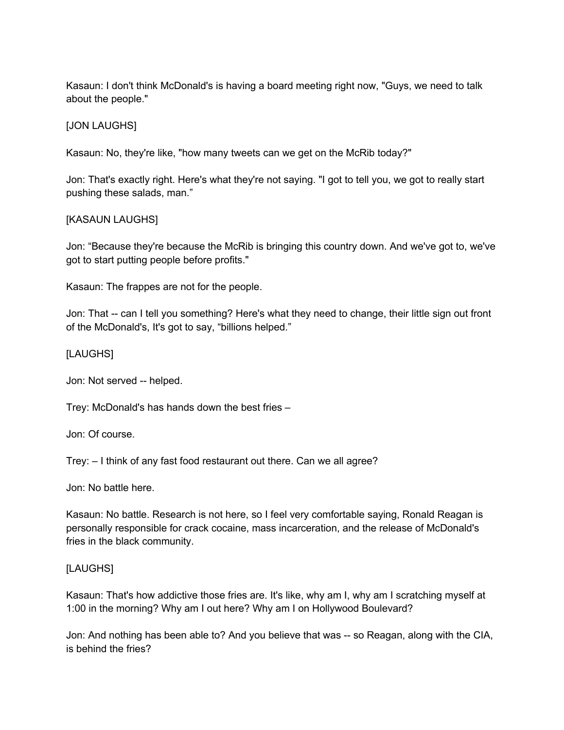Kasaun: I don't think McDonald's is having a board meeting right now, "Guys, we need to talk about the people."

[JON LAUGHS]

Kasaun: No, they're like, "how many tweets can we get on the McRib today?"

Jon: That's exactly right. Here's what they're not saying. "I got to tell you, we got to really start pushing these salads, man."

[KASAUN LAUGHS]

Jon: "Because they're because the McRib is bringing this country down. And we've got to, we've got to start putting people before profits."

Kasaun: The frappes are not for the people.

Jon: That -- can I tell you something? Here's what they need to change, their little sign out front of the McDonald's, It's got to say, "billions helped."

[LAUGHS]

Jon: Not served -- helped.

Trey: McDonald's has hands down the best fries –

Jon: Of course.

Trey: – I think of any fast food restaurant out there. Can we all agree?

Jon: No battle here.

Kasaun: No battle. Research is not here, so I feel very comfortable saying, Ronald Reagan is personally responsible for crack cocaine, mass incarceration, and the release of McDonald's fries in the black community.

[LAUGHS]

Kasaun: That's how addictive those fries are. It's like, why am I, why am I scratching myself at 1:00 in the morning? Why am I out here? Why am I on Hollywood Boulevard?

Jon: And nothing has been able to? And you believe that was -- so Reagan, along with the CIA, is behind the fries?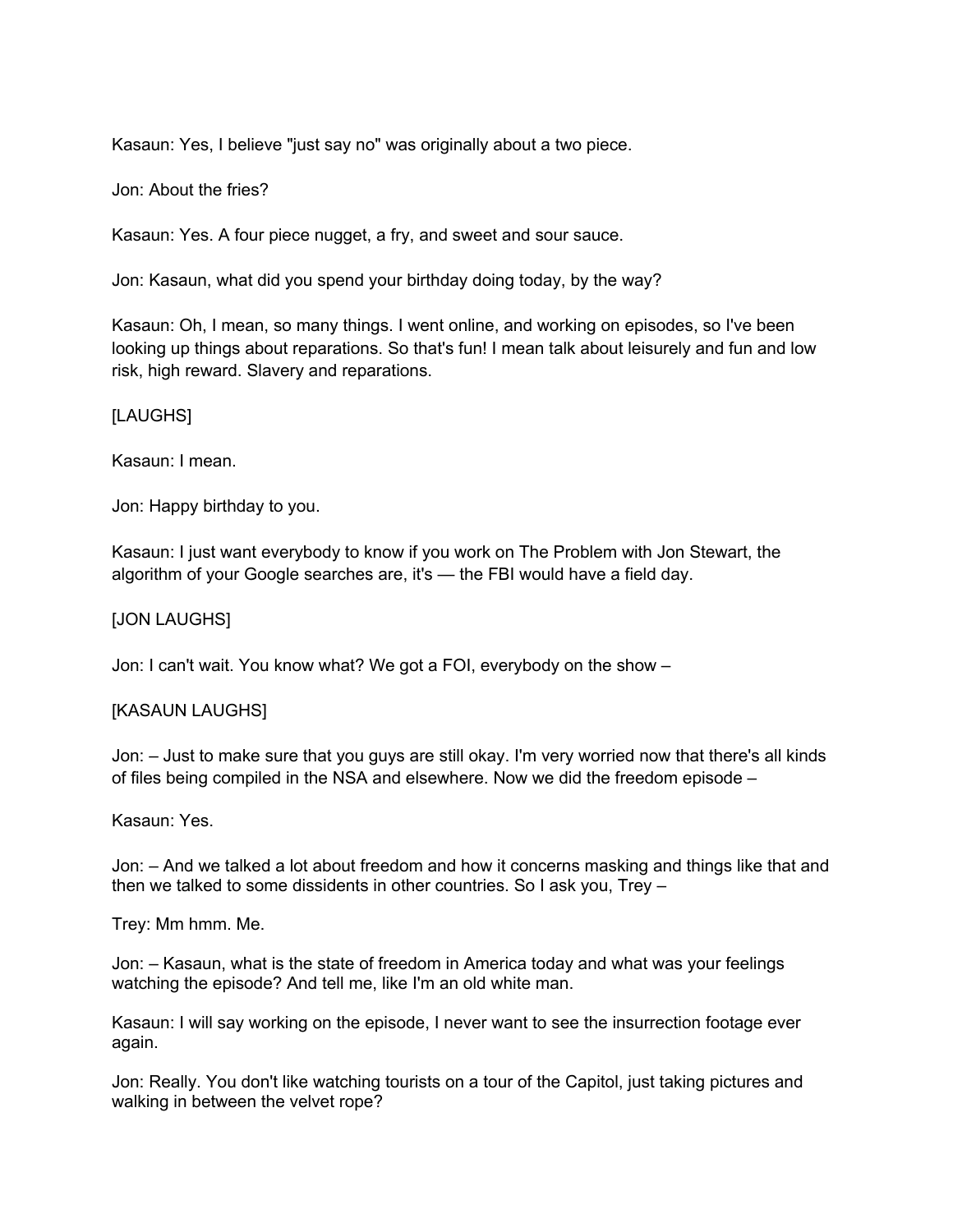Kasaun: Yes, I believe "just say no" was originally about a two piece.

Jon: About the fries?

Kasaun: Yes. A four piece nugget, a fry, and sweet and sour sauce.

Jon: Kasaun, what did you spend your birthday doing today, by the way?

Kasaun: Oh, I mean, so many things. I went online, and working on episodes, so I've been looking up things about reparations. So that's fun! I mean talk about leisurely and fun and low risk, high reward. Slavery and reparations.

[LAUGHS]

Kasaun: I mean.

Jon: Happy birthday to you.

Kasaun: I just want everybody to know if you work on The Problem with Jon Stewart, the algorithm of your Google searches are, it's — the FBI would have a field day.

[JON LAUGHS]

Jon: I can't wait. You know what? We got a FOI, everybody on the show –

[KASAUN LAUGHS]

Jon: – Just to make sure that you guys are still okay. I'm very worried now that there's all kinds of files being compiled in the NSA and elsewhere. Now we did the freedom episode –

Kasaun: Yes.

Jon: – And we talked a lot about freedom and how it concerns masking and things like that and then we talked to some dissidents in other countries. So I ask you, Trey –

Trey: Mm hmm. Me.

Jon: – Kasaun, what is the state of freedom in America today and what was your feelings watching the episode? And tell me, like I'm an old white man.

Kasaun: I will say working on the episode, I never want to see the insurrection footage ever again.

Jon: Really. You don't like watching tourists on a tour of the Capitol, just taking pictures and walking in between the velvet rope?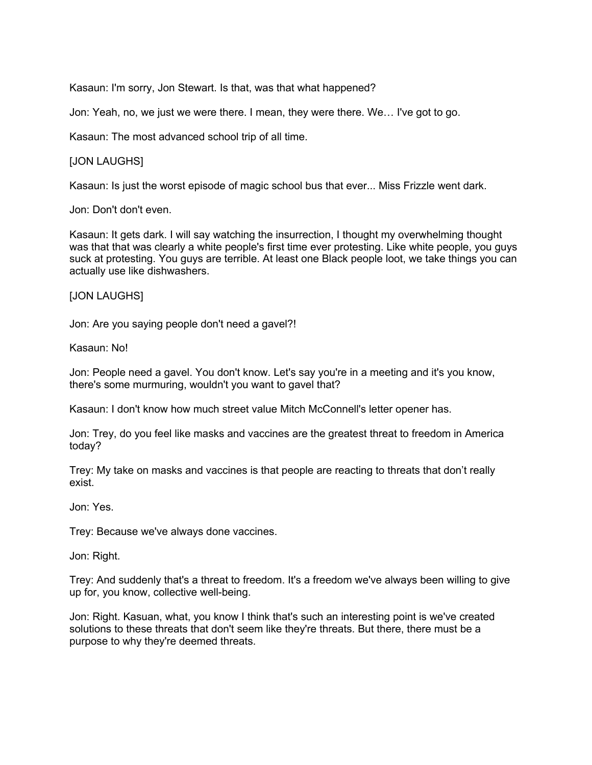Kasaun: I'm sorry, Jon Stewart. Is that, was that what happened?

Jon: Yeah, no, we just we were there. I mean, they were there. We… I've got to go.

Kasaun: The most advanced school trip of all time.

[JON LAUGHS]

Kasaun: Is just the worst episode of magic school bus that ever... Miss Frizzle went dark.

Jon: Don't don't even.

Kasaun: It gets dark. I will say watching the insurrection, I thought my overwhelming thought was that that was clearly a white people's first time ever protesting. Like white people, you guys suck at protesting. You guys are terrible. At least one Black people loot, we take things you can actually use like dishwashers.

[JON LAUGHS]

Jon: Are you saying people don't need a gavel?!

Kasaun: No!

Jon: People need a gavel. You don't know. Let's say you're in a meeting and it's you know, there's some murmuring, wouldn't you want to gavel that?

Kasaun: I don't know how much street value Mitch McConnell's letter opener has.

Jon: Trey, do you feel like masks and vaccines are the greatest threat to freedom in America today?

Trey: My take on masks and vaccines is that people are reacting to threats that don't really exist.

Jon: Yes.

Trey: Because we've always done vaccines.

Jon: Right.

Trey: And suddenly that's a threat to freedom. It's a freedom we've always been willing to give up for, you know, collective well-being.

Jon: Right. Kasuan, what, you know I think that's such an interesting point is we've created solutions to these threats that don't seem like they're threats. But there, there must be a purpose to why they're deemed threats.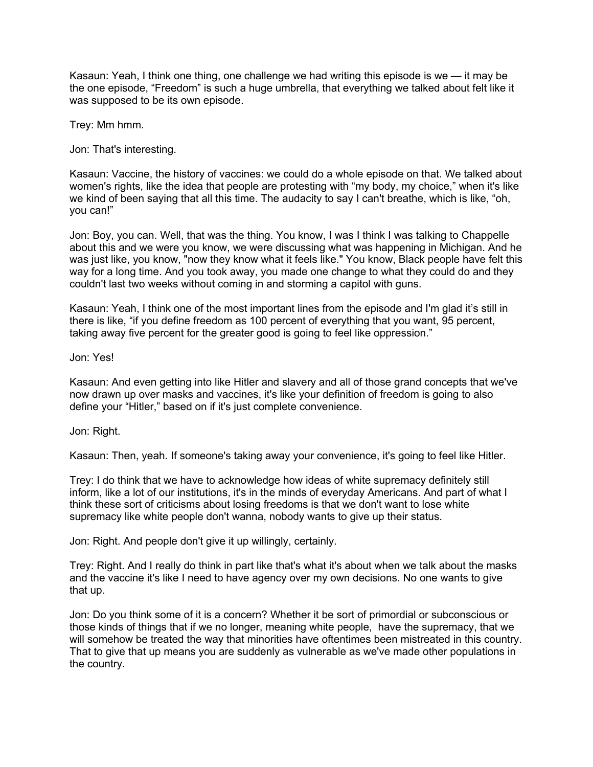Kasaun: Yeah, I think one thing, one challenge we had writing this episode is we — it may be the one episode, "Freedom" is such a huge umbrella, that everything we talked about felt like it was supposed to be its own episode.

Trey: Mm hmm.

Jon: That's interesting.

Kasaun: Vaccine, the history of vaccines: we could do a whole episode on that. We talked about women's rights, like the idea that people are protesting with "my body, my choice," when it's like we kind of been saying that all this time. The audacity to say I can't breathe, which is like, "oh, you can!"

Jon: Boy, you can. Well, that was the thing. You know, I was I think I was talking to Chappelle about this and we were you know, we were discussing what was happening in Michigan. And he was just like, you know, "now they know what it feels like." You know, Black people have felt this way for a long time. And you took away, you made one change to what they could do and they couldn't last two weeks without coming in and storming a capitol with guns.

Kasaun: Yeah, I think one of the most important lines from the episode and I'm glad it's still in there is like, "if you define freedom as 100 percent of everything that you want, 95 percent, taking away five percent for the greater good is going to feel like oppression."

Jon: Yes!

Kasaun: And even getting into like Hitler and slavery and all of those grand concepts that we've now drawn up over masks and vaccines, it's like your definition of freedom is going to also define your "Hitler," based on if it's just complete convenience.

Jon: Right.

Kasaun: Then, yeah. If someone's taking away your convenience, it's going to feel like Hitler.

Trey: I do think that we have to acknowledge how ideas of white supremacy definitely still inform, like a lot of our institutions, it's in the minds of everyday Americans. And part of what I think these sort of criticisms about losing freedoms is that we don't want to lose white supremacy like white people don't wanna, nobody wants to give up their status.

Jon: Right. And people don't give it up willingly, certainly.

Trey: Right. And I really do think in part like that's what it's about when we talk about the masks and the vaccine it's like I need to have agency over my own decisions. No one wants to give that up.

Jon: Do you think some of it is a concern? Whether it be sort of primordial or subconscious or those kinds of things that if we no longer, meaning white people, have the supremacy, that we will somehow be treated the way that minorities have oftentimes been mistreated in this country. That to give that up means you are suddenly as vulnerable as we've made other populations in the country.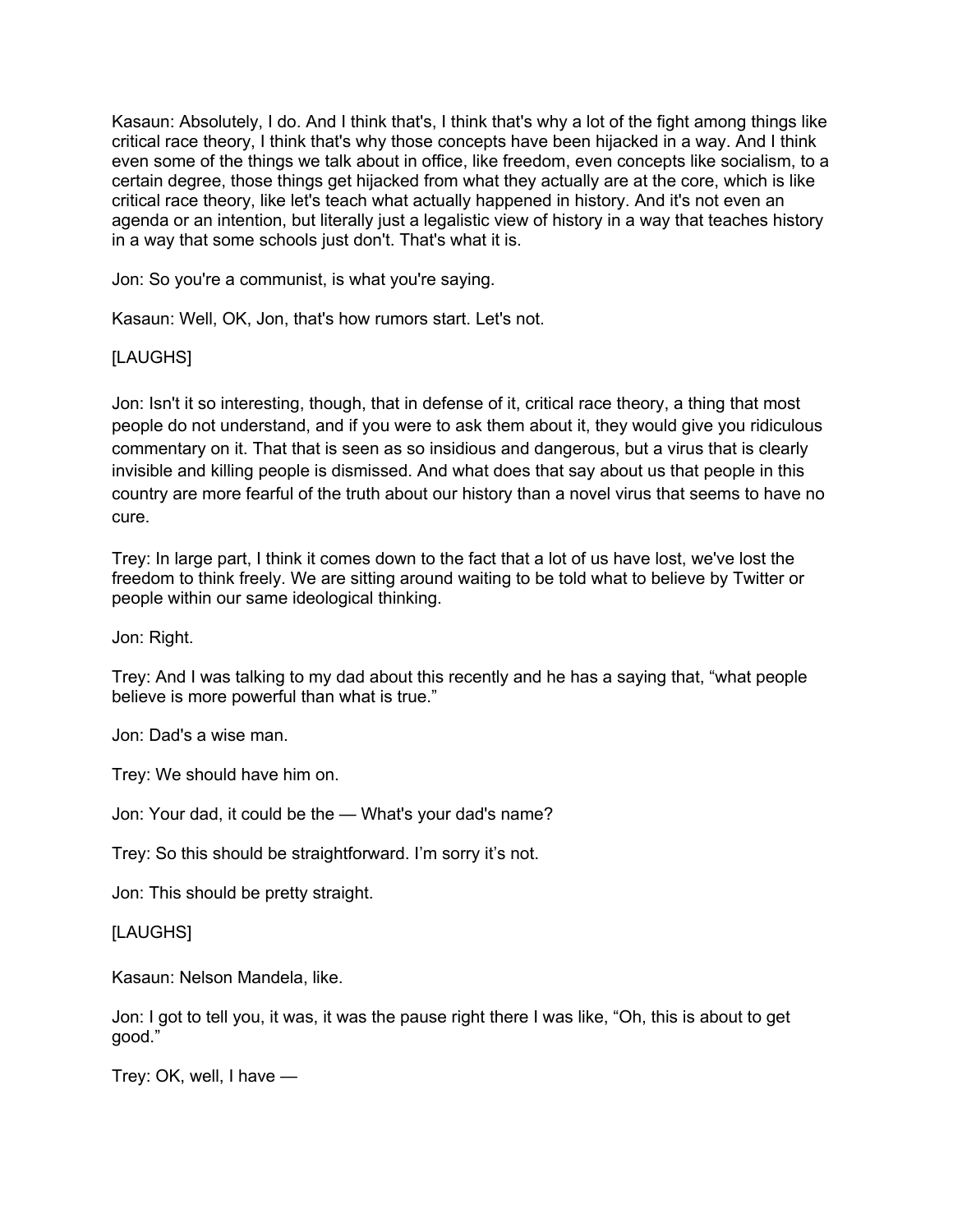Kasaun: Absolutely, I do. And I think that's, I think that's why a lot of the fight among things like critical race theory, I think that's why those concepts have been hijacked in a way. And I think even some of the things we talk about in office, like freedom, even concepts like socialism, to a certain degree, those things get hijacked from what they actually are at the core, which is like critical race theory, like let's teach what actually happened in history. And it's not even an agenda or an intention, but literally just a legalistic view of history in a way that teaches history in a way that some schools just don't. That's what it is.

Jon: So you're a communist, is what you're saying.

Kasaun: Well, OK, Jon, that's how rumors start. Let's not.

[LAUGHS]

Jon: Isn't it so interesting, though, that in defense of it, critical race theory, a thing that most people do not understand, and if you were to ask them about it, they would give you ridiculous commentary on it. That that is seen as so insidious and dangerous, but a virus that is clearly invisible and killing people is dismissed. And what does that say about us that people in this country are more fearful of the truth about our history than a novel virus that seems to have no cure.

Trey: In large part, I think it comes down to the fact that a lot of us have lost, we've lost the freedom to think freely. We are sitting around waiting to be told what to believe by Twitter or people within our same ideological thinking.

Jon: Right.

Trey: And I was talking to my dad about this recently and he has a saying that, "what people believe is more powerful than what is true."

Jon: Dad's a wise man.

Trey: We should have him on.

Jon: Your dad, it could be the — What's your dad's name?

Trey: So this should be straightforward. I'm sorry it's not.

Jon: This should be pretty straight.

[LAUGHS]

Kasaun: Nelson Mandela, like.

Jon: I got to tell you, it was, it was the pause right there I was like, "Oh, this is about to get good."

Trey: OK, well, I have —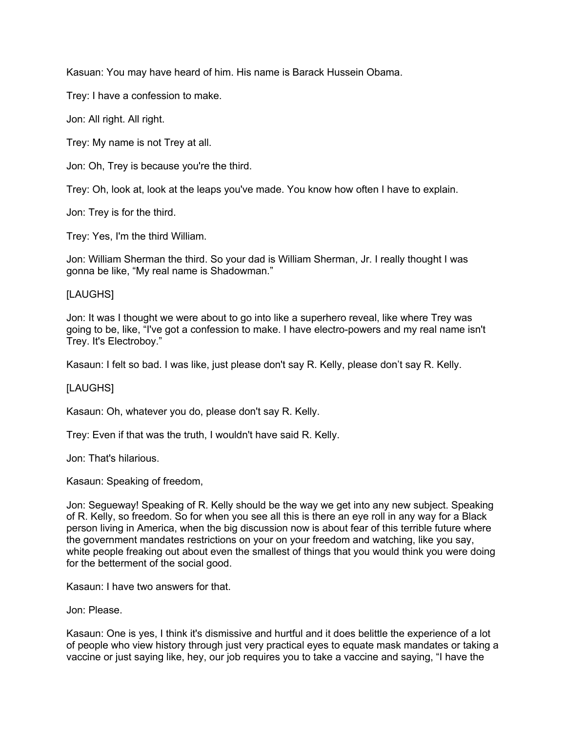Kasuan: You may have heard of him. His name is Barack Hussein Obama.

Trey: I have a confession to make.

Jon: All right. All right.

Trey: My name is not Trey at all.

Jon: Oh, Trey is because you're the third.

Trey: Oh, look at, look at the leaps you've made. You know how often I have to explain.

Jon: Trey is for the third.

Trey: Yes, I'm the third William.

Jon: William Sherman the third. So your dad is William Sherman, Jr. I really thought I was gonna be like, "My real name is Shadowman."

[LAUGHS]

Jon: It was I thought we were about to go into like a superhero reveal, like where Trey was going to be, like, "I've got a confession to make. I have electro-powers and my real name isn't Trey. It's Electroboy."

Kasaun: I felt so bad. I was like, just please don't say R. Kelly, please don't say R. Kelly.

[LAUGHS]

Kasaun: Oh, whatever you do, please don't say R. Kelly.

Trey: Even if that was the truth, I wouldn't have said R. Kelly.

Jon: That's hilarious.

Kasaun: Speaking of freedom,

Jon: Segueway! Speaking of R. Kelly should be the way we get into any new subject. Speaking of R. Kelly, so freedom. So for when you see all this is there an eye roll in any way for a Black person living in America, when the big discussion now is about fear of this terrible future where the government mandates restrictions on your on your freedom and watching, like you say, white people freaking out about even the smallest of things that you would think you were doing for the betterment of the social good.

Kasaun: I have two answers for that.

Jon: Please.

Kasaun: One is yes, I think it's dismissive and hurtful and it does belittle the experience of a lot of people who view history through just very practical eyes to equate mask mandates or taking a vaccine or just saying like, hey, our job requires you to take a vaccine and saying, "I have the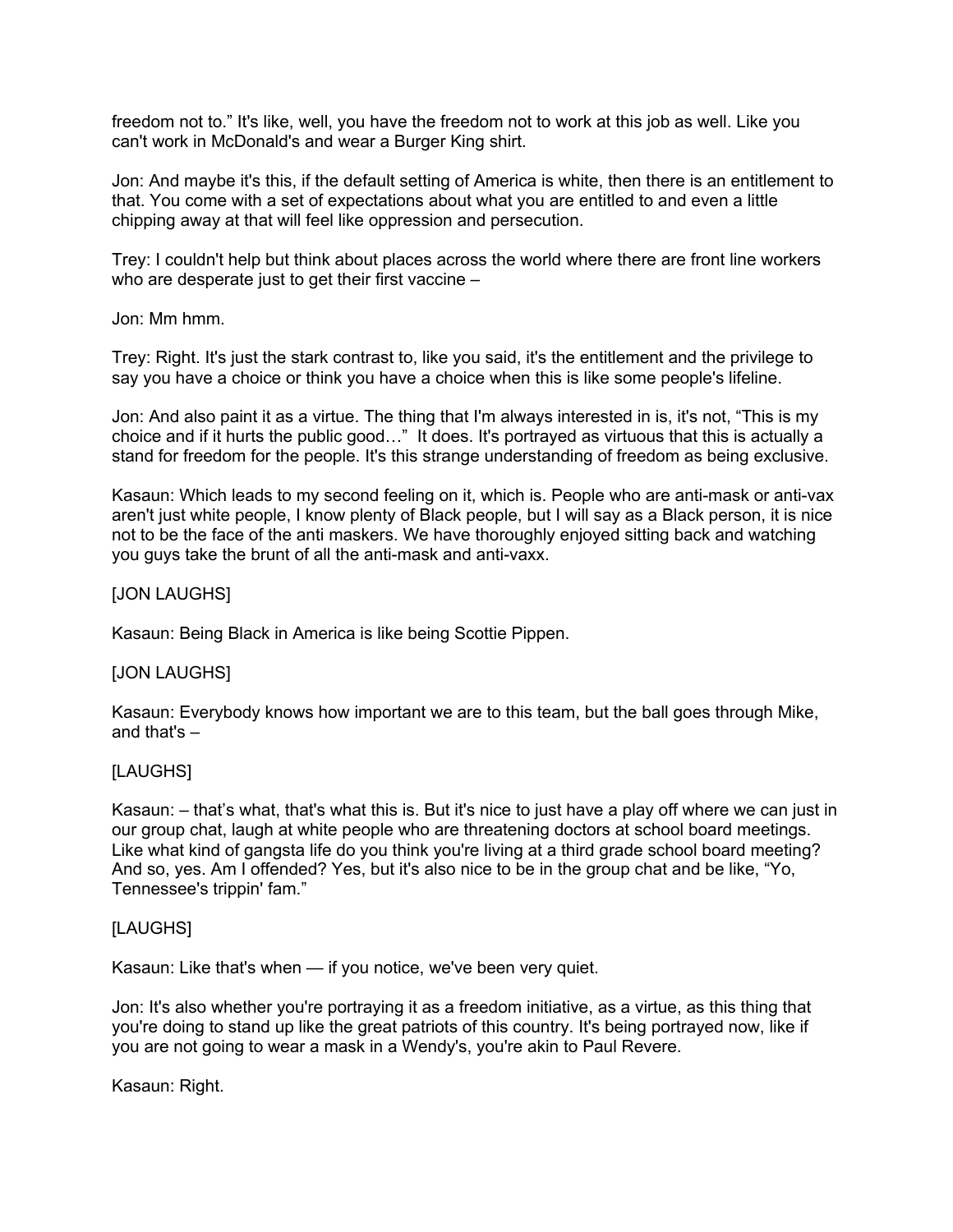freedom not to." It's like, well, you have the freedom not to work at this job as well. Like you can't work in McDonald's and wear a Burger King shirt.

Jon: And maybe it's this, if the default setting of America is white, then there is an entitlement to that. You come with a set of expectations about what you are entitled to and even a little chipping away at that will feel like oppression and persecution.

Trey: I couldn't help but think about places across the world where there are front line workers who are desperate just to get their first vaccine –

Jon: Mm hmm.

Trey: Right. It's just the stark contrast to, like you said, it's the entitlement and the privilege to say you have a choice or think you have a choice when this is like some people's lifeline.

Jon: And also paint it as a virtue. The thing that I'm always interested in is, it's not, "This is my choice and if it hurts the public good…" It does. It's portrayed as virtuous that this is actually a stand for freedom for the people. It's this strange understanding of freedom as being exclusive.

Kasaun: Which leads to my second feeling on it, which is. People who are anti-mask or anti-vax aren't just white people, I know plenty of Black people, but I will say as a Black person, it is nice not to be the face of the anti maskers. We have thoroughly enjoyed sitting back and watching you guys take the brunt of all the anti-mask and anti-vaxx.

[JON LAUGHS]

Kasaun: Being Black in America is like being Scottie Pippen.

[JON LAUGHS]

Kasaun: Everybody knows how important we are to this team, but the ball goes through Mike, and that's –

[LAUGHS]

Kasaun: – that's what, that's what this is. But it's nice to just have a play off where we can just in our group chat, laugh at white people who are threatening doctors at school board meetings. Like what kind of gangsta life do you think you're living at a third grade school board meeting? And so, yes. Am I offended? Yes, but it's also nice to be in the group chat and be like, "Yo, Tennessee's trippin' fam."

[LAUGHS]

Kasaun: Like that's when — if you notice, we've been very quiet.

Jon: It's also whether you're portraying it as a freedom initiative, as a virtue, as this thing that you're doing to stand up like the great patriots of this country. It's being portrayed now, like if you are not going to wear a mask in a Wendy's, you're akin to Paul Revere.

Kasaun: Right.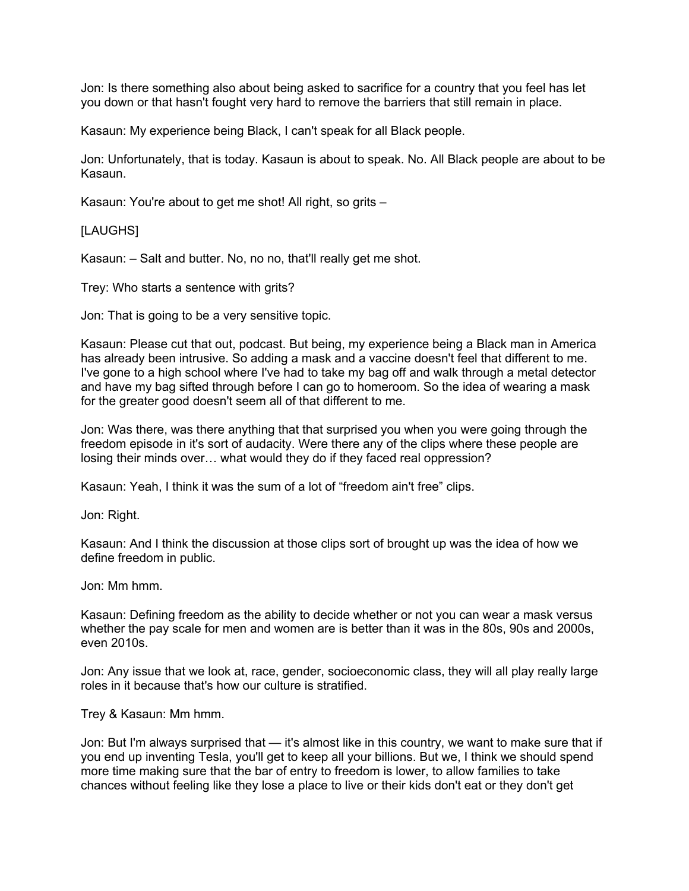Jon: Is there something also about being asked to sacrifice for a country that you feel has let you down or that hasn't fought very hard to remove the barriers that still remain in place.

Kasaun: My experience being Black, I can't speak for all Black people.

Jon: Unfortunately, that is today. Kasaun is about to speak. No. All Black people are about to be Kasaun.

Kasaun: You're about to get me shot! All right, so grits –

[LAUGHS]

Kasaun: – Salt and butter. No, no no, that'll really get me shot.

Trey: Who starts a sentence with grits?

Jon: That is going to be a very sensitive topic.

Kasaun: Please cut that out, podcast. But being, my experience being a Black man in America has already been intrusive. So adding a mask and a vaccine doesn't feel that different to me. I've gone to a high school where I've had to take my bag off and walk through a metal detector and have my bag sifted through before I can go to homeroom. So the idea of wearing a mask for the greater good doesn't seem all of that different to me.

Jon: Was there, was there anything that that surprised you when you were going through the freedom episode in it's sort of audacity. Were there any of the clips where these people are losing their minds over… what would they do if they faced real oppression?

Kasaun: Yeah, I think it was the sum of a lot of "freedom ain't free" clips.

Jon: Right.

Kasaun: And I think the discussion at those clips sort of brought up was the idea of how we define freedom in public.

Jon: Mm hmm.

Kasaun: Defining freedom as the ability to decide whether or not you can wear a mask versus whether the pay scale for men and women are is better than it was in the 80s, 90s and 2000s, even 2010s.

Jon: Any issue that we look at, race, gender, socioeconomic class, they will all play really large roles in it because that's how our culture is stratified.

Trey & Kasaun: Mm hmm.

Jon: But I'm always surprised that — it's almost like in this country, we want to make sure that if you end up inventing Tesla, you'll get to keep all your billions. But we, I think we should spend more time making sure that the bar of entry to freedom is lower, to allow families to take chances without feeling like they lose a place to live or their kids don't eat or they don't get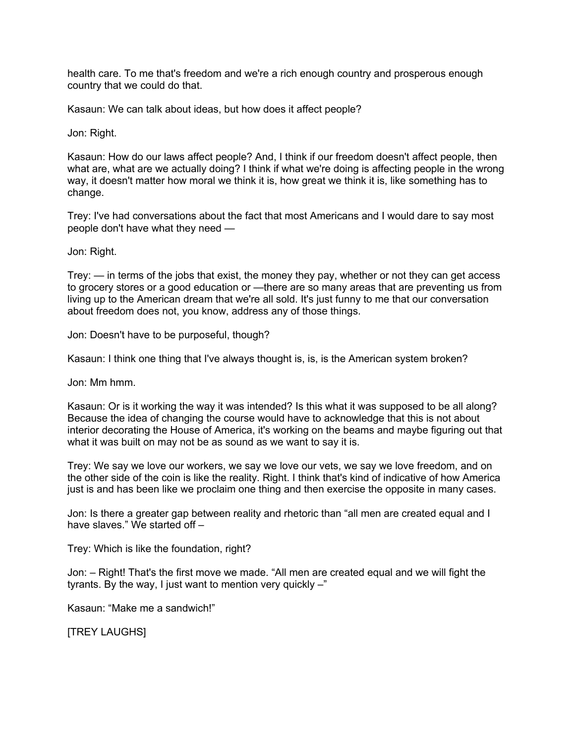health care. To me that's freedom and we're a rich enough country and prosperous enough country that we could do that.

Kasaun: We can talk about ideas, but how does it affect people?

Jon: Right.

Kasaun: How do our laws affect people? And, I think if our freedom doesn't affect people, then what are, what are we actually doing? I think if what we're doing is affecting people in the wrong way, it doesn't matter how moral we think it is, how great we think it is, like something has to change.

Trey: I've had conversations about the fact that most Americans and I would dare to say most people don't have what they need —

Jon: Right.

Trey: — in terms of the jobs that exist, the money they pay, whether or not they can get access to grocery stores or a good education or —there are so many areas that are preventing us from living up to the American dream that we're all sold. It's just funny to me that our conversation about freedom does not, you know, address any of those things.

Jon: Doesn't have to be purposeful, though?

Kasaun: I think one thing that I've always thought is, is, is the American system broken?

Jon: Mm hmm.

Kasaun: Or is it working the way it was intended? Is this what it was supposed to be all along? Because the idea of changing the course would have to acknowledge that this is not about interior decorating the House of America, it's working on the beams and maybe figuring out that what it was built on may not be as sound as we want to say it is.

Trey: We say we love our workers, we say we love our vets, we say we love freedom, and on the other side of the coin is like the reality. Right. I think that's kind of indicative of how America just is and has been like we proclaim one thing and then exercise the opposite in many cases.

Jon: Is there a greater gap between reality and rhetoric than "all men are created equal and I have slaves." We started off –

Trey: Which is like the foundation, right?

Jon: – Right! That's the first move we made. "All men are created equal and we will fight the tyrants. By the way, I just want to mention very quickly –"

Kasaun: "Make me a sandwich!"

[TREY LAUGHS]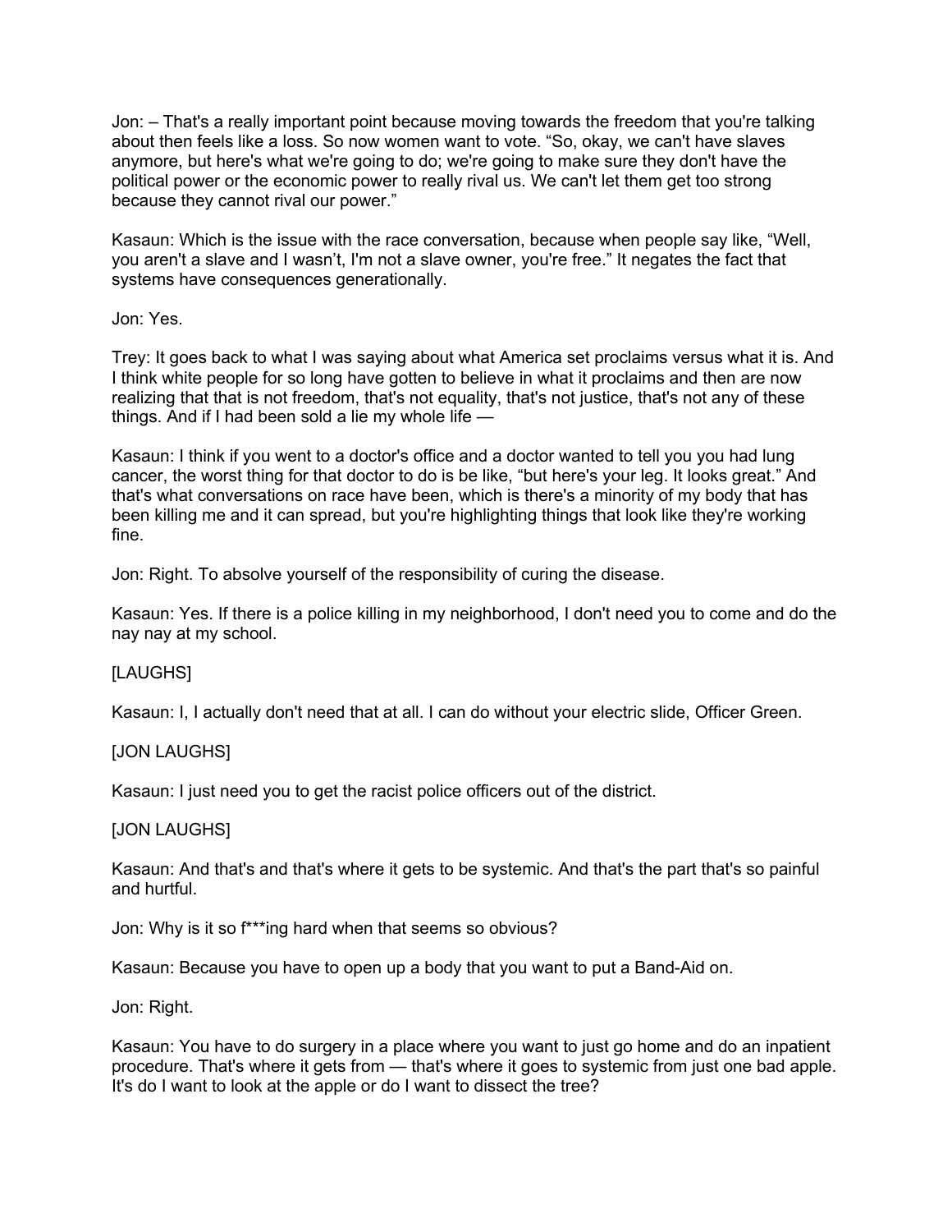Jon: – That's a really important point because moving towards the freedom that you're talking about then feels like a loss. So now women want to vote. "So, okay, we can't have slaves anymore, but here's what we're going to do; we're going to make sure they don't have the political power or the economic power to really rival us. We can't let them get too strong because they cannot rival our power."

Kasaun: Which is the issue with the race conversation, because when people say like, "Well, you aren't a slave and I wasn't, I'm not a slave owner, you're free." It negates the fact that systems have consequences generationally.

Jon: Yes.

Trey: It goes back to what I was saying about what America set proclaims versus what it is. And I think white people for so long have gotten to believe in what it proclaims and then are now realizing that that is not freedom, that's not equality, that's not justice, that's not any of these things. And if I had been sold a lie my whole life —

Kasaun: I think if you went to a doctor's office and a doctor wanted to tell you you had lung cancer, the worst thing for that doctor to do is be like, "but here's your leg. It looks great." And that's what conversations on race have been, which is there's a minority of my body that has been killing me and it can spread, but you're highlighting things that look like they're working fine.

Jon: Right. To absolve yourself of the responsibility of curing the disease.

Kasaun: Yes. If there is a police killing in my neighborhood, I don't need you to come and do the nay nay at my school.

[LAUGHS]

Kasaun: I, I actually don't need that at all. I can do without your electric slide, Officer Green.

[JON LAUGHS]

Kasaun: I just need you to get the racist police officers out of the district.

[JON LAUGHS]

Kasaun: And that's and that's where it gets to be systemic. And that's the part that's so painful and hurtful.

Jon: Why is it so f***ing hard when that seems so obvious?

Kasaun: Because you have to open up a body that you want to put a Band-Aid on.

Jon: Right.

Kasaun: You have to do surgery in a place where you want to just go home and do an inpatient procedure. That's where it gets from — that's where it goes to systemic from just one bad apple. It's do I want to look at the apple or do I want to dissect the tree?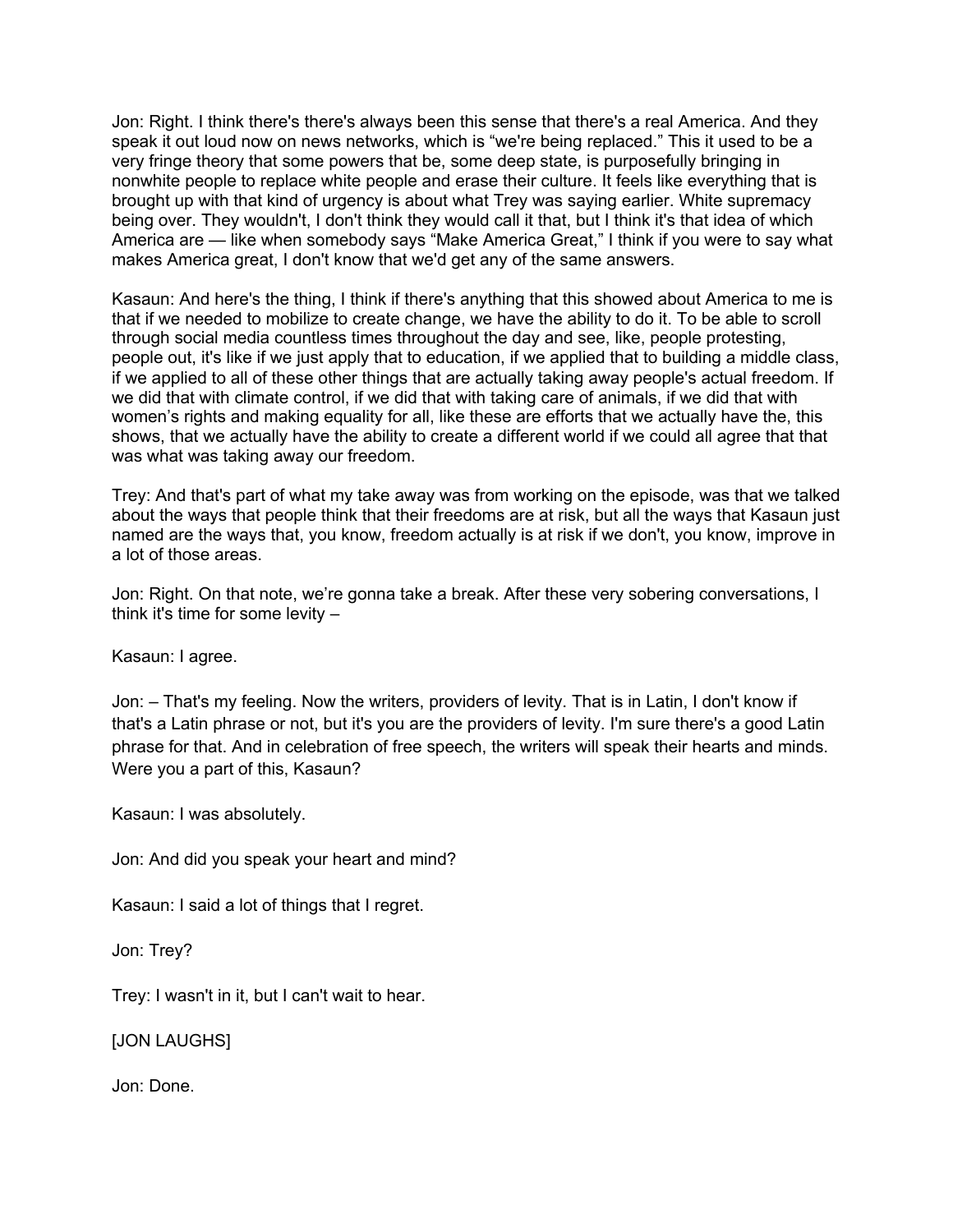Jon: Right. I think there's there's always been this sense that there's a real America. And they speak it out loud now on news networks, which is “we're being replaced.” This it used to be a very fringe theory that some powers that be, some deep state, is purposefully bringing in nonwhite people to replace white people and erase their culture. It feels like everything that is brought up with that kind of urgency is about what Trey was saying earlier. White supremacy being over. They wouldn't, I don't think they would call it that, but I think it's that idea of which America are — like when somebody says “Make America Great,” I think if you were to say what makes America great, I don't know that we'd get any of the same answers.

Kasaun: And here's the thing, I think if there's anything that this showed about America to me is that if we needed to mobilize to create change, we have the ability to do it. To be able to scroll through social media countless times throughout the day and see, like, people protesting, people out, it's like if we just apply that to education, if we applied that to building a middle class, if we applied to all of these other things that are actually taking away people's actual freedom. If we did that with climate control, if we did that with taking care of animals, if we did that with women’s rights and making equality for all, like these are efforts that we actually have the, this shows, that we actually have the ability to create a different world if we could all agree that that was what was taking away our freedom.

Trey: And that's part of what my take away was from working on the episode, was that we talked about the ways that people think that their freedoms are at risk, but all the ways that Kasaun just named are the ways that, you know, freedom actually is at risk if we don't, you know, improve in a lot of those areas.

Jon: Right. On that note, we’re gonna take a break. After these very sobering conversations, I think it's time for some levity –

Kasaun: I agree.

Jon: – That's my feeling. Now the writers, providers of levity. That is in Latin, I don't know if that's a Latin phrase or not, but it's you are the providers of levity. I'm sure there's a good Latin phrase for that. And in celebration of free speech, the writers will speak their hearts and minds. Were you a part of this, Kasaun?

Kasaun: I was absolutely.

Jon: And did you speak your heart and mind?

Kasaun: I said a lot of things that I regret.

Jon: Trey?

Trey: I wasn't in it, but I can't wait to hear.

[JON LAUGHS]

Jon: Done.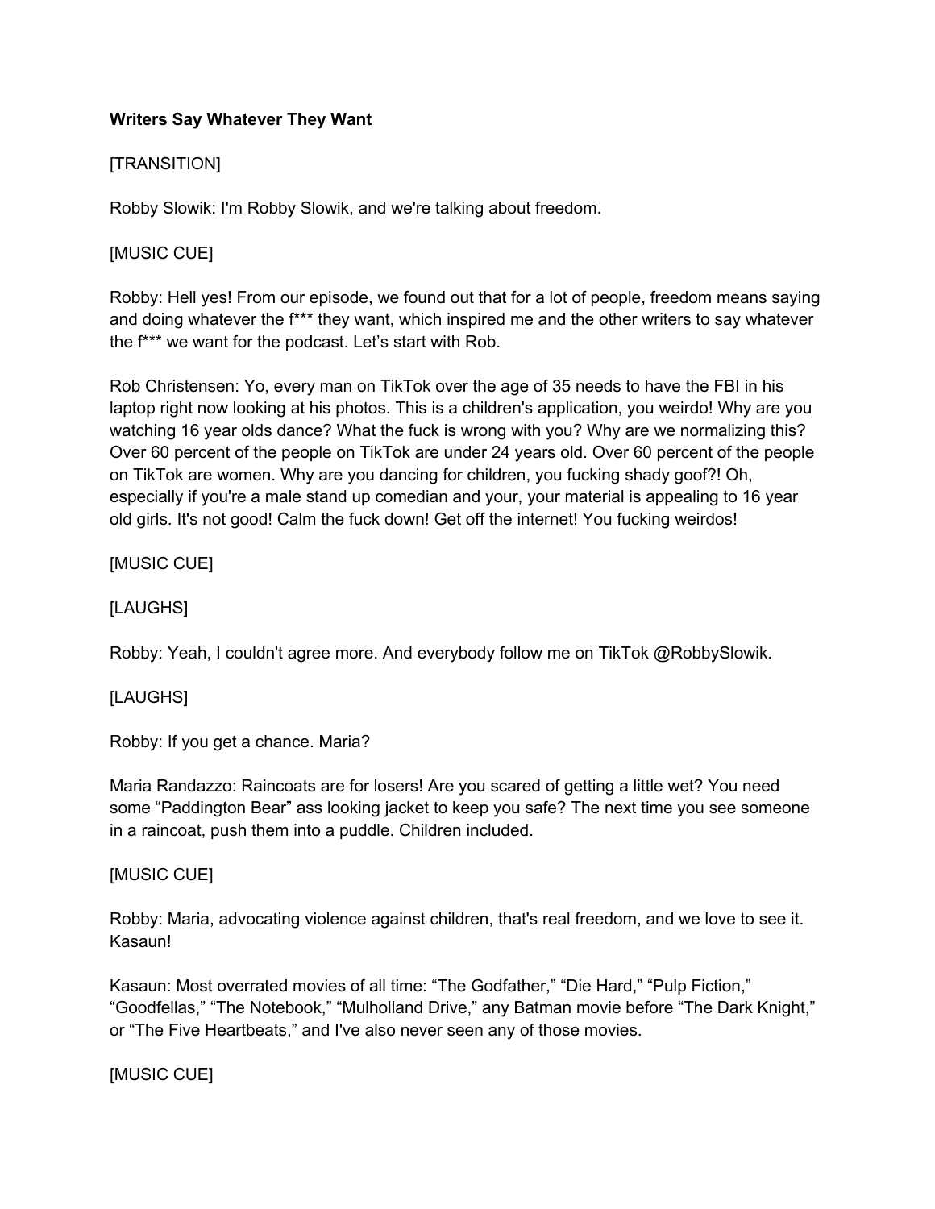**Writers Say Whatever They Want**

[TRANSITION]

Robby Slowik: I'm Robby Slowik, and we're talking about freedom.

[MUSIC CUE]

Robby: Hell yes! From our episode, we found out that for a lot of people, freedom means saying and doing whatever the f*** they want, which inspired me and the other writers to say whatever the f*** we want for the podcast. Let's start with Rob.

Rob Christensen: Yo, every man on TikTok over the age of 35 needs to have the FBI in his laptop right now looking at his photos. This is a children's application, you weirdo! Why are you watching 16 year olds dance? What the fuck is wrong with you? Why are we normalizing this? Over 60 percent of the people on TikTok are under 24 years old. Over 60 percent of the people on TikTok are women. Why are you dancing for children, you fucking shady goof?! Oh, especially if you're a male stand up comedian and your, your material is appealing to 16 year old girls. It's not good! Calm the fuck down! Get off the internet! You fucking weirdos!

[MUSIC CUE]

[LAUGHS]

Robby: Yeah, I couldn't agree more. And everybody follow me on TikTok @RobbySlowik.

[LAUGHS]

Robby: If you get a chance. Maria?

Maria Randazzo: Raincoats are for losers! Are you scared of getting a little wet? You need some "Paddington Bear" ass looking jacket to keep you safe? The next time you see someone in a raincoat, push them into a puddle. Children included.

[MUSIC CUE]

Robby: Maria, advocating violence against children, that's real freedom, and we love to see it. Kasaun!

Kasaun: Most overrated movies of all time: "The Godfather," "Die Hard," "Pulp Fiction," "Goodfellas," "The Notebook," "Mulholland Drive," any Batman movie before "The Dark Knight," or "The Five Heartbeats," and I've also never seen any of those movies.

[MUSIC CUE]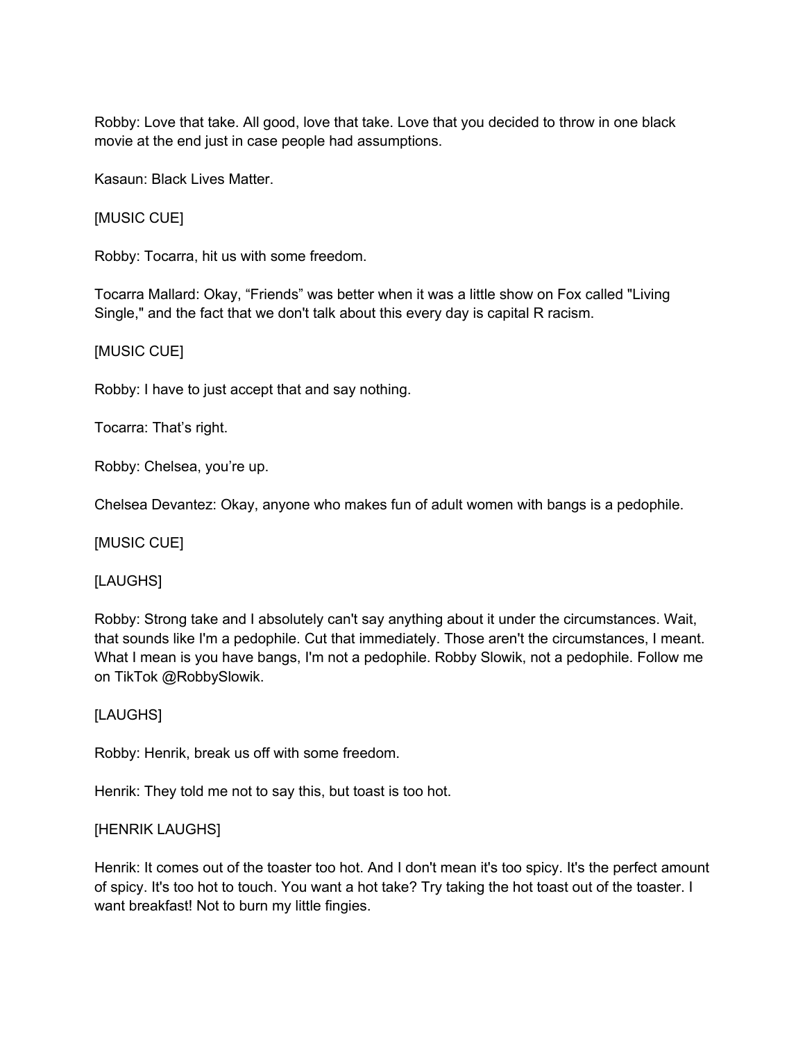Robby: Love that take. All good, love that take. Love that you decided to throw in one black movie at the end just in case people had assumptions.

Kasaun: Black Lives Matter.

[MUSIC CUE]

Robby: Tocarra, hit us with some freedom.

Tocarra Mallard: Okay, “Friends” was better when it was a little show on Fox called "Living Single," and the fact that we don't talk about this every day is capital R racism.

[MUSIC CUE]

Robby: I have to just accept that and say nothing.

Tocarra: That’s right.

Robby: Chelsea, you’re up.

Chelsea Devantez: Okay, anyone who makes fun of adult women with bangs is a pedophile.

[MUSIC CUE]

[LAUGHS]

Robby: Strong take and I absolutely can't say anything about it under the circumstances. Wait, that sounds like I'm a pedophile. Cut that immediately. Those aren't the circumstances, I meant. What I mean is you have bangs, I'm not a pedophile. Robby Slowik, not a pedophile. Follow me on TikTok @RobbySlowik.

[LAUGHS]

Robby: Henrik, break us off with some freedom.

Henrik: They told me not to say this, but toast is too hot.

[HENRIK LAUGHS]

Henrik: It comes out of the toaster too hot. And I don't mean it's too spicy. It's the perfect amount of spicy. It's too hot to touch. You want a hot take? Try taking the hot toast out of the toaster. I want breakfast! Not to burn my little fingies.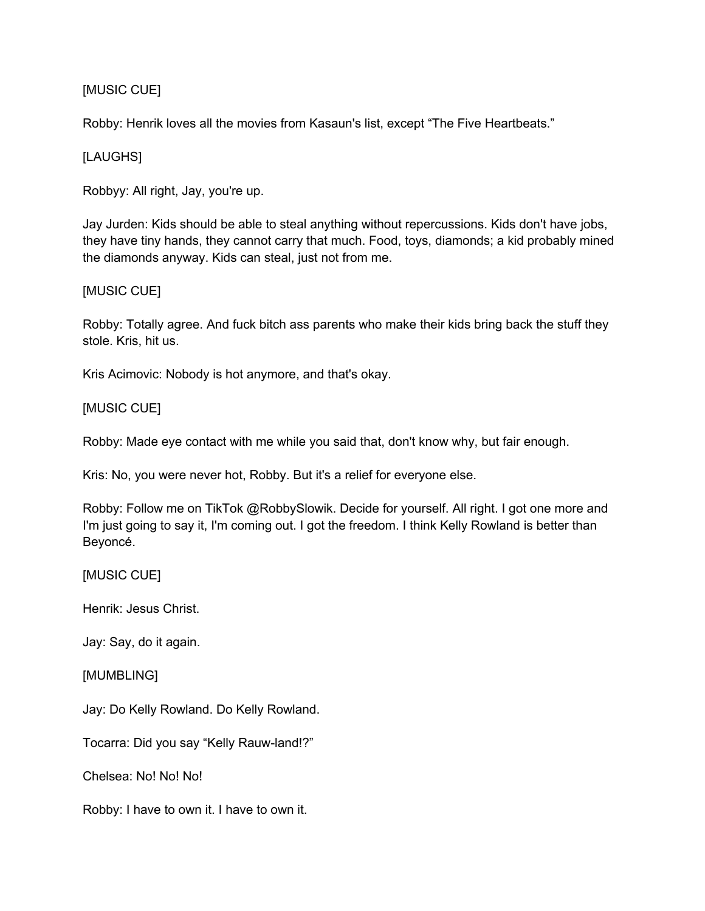[MUSIC CUE]

Robby: Henrik loves all the movies from Kasaun's list, except “The Five Heartbeats.”

[LAUGHS]

Robbyy: All right, Jay, you're up.

Jay Jurden: Kids should be able to steal anything without repercussions. Kids don't have jobs, they have tiny hands, they cannot carry that much. Food, toys, diamonds; a kid probably mined the diamonds anyway. Kids can steal, just not from me.

[MUSIC CUE]

Robby: Totally agree. And fuck bitch ass parents who make their kids bring back the stuff they stole. Kris, hit us.

Kris Acimovic: Nobody is hot anymore, and that's okay.

[MUSIC CUE]

Robby: Made eye contact with me while you said that, don't know why, but fair enough.

Kris: No, you were never hot, Robby. But it's a relief for everyone else.

Robby: Follow me on TikTok @RobbySlowik. Decide for yourself. All right. I got one more and I'm just going to say it, I'm coming out. I got the freedom. I think Kelly Rowland is better than Beyoncé.

[MUSIC CUE]

Henrik: Jesus Christ.

Jay: Say, do it again.

[MUMBLING]

Jay: Do Kelly Rowland. Do Kelly Rowland.

Tocarra: Did you say “Kelly Rauw-land!?”

Chelsea: No! No! No!

Robby: I have to own it. I have to own it.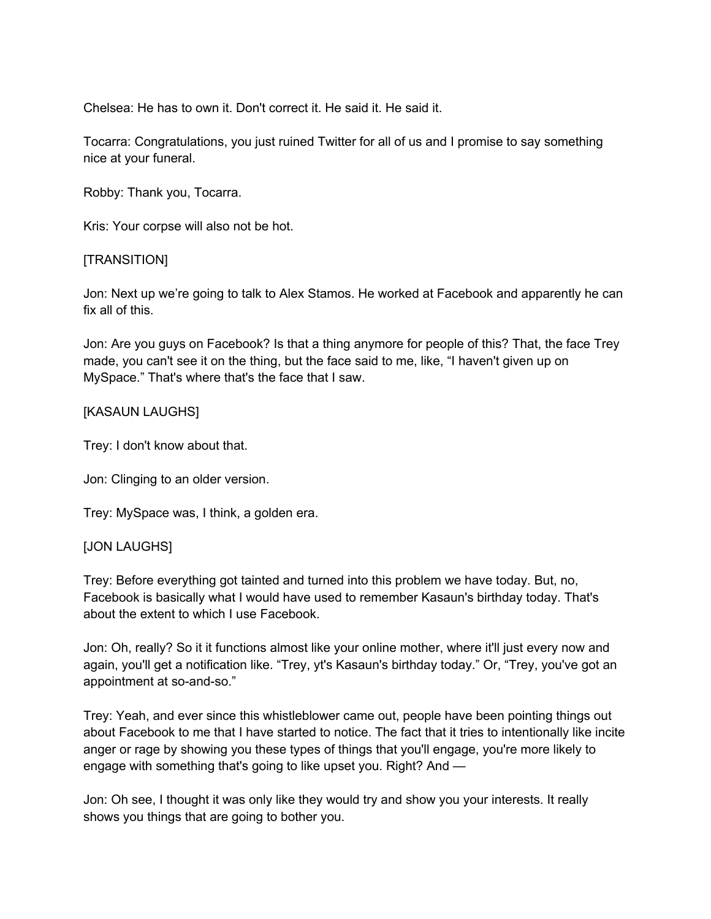Chelsea: He has to own it. Don't correct it. He said it. He said it.

Tocarra: Congratulations, you just ruined Twitter for all of us and I promise to say something nice at your funeral.

Robby: Thank you, Tocarra.

Kris: Your corpse will also not be hot.

[TRANSITION]

Jon: Next up we're going to talk to Alex Stamos. He worked at Facebook and apparently he can fix all of this.

Jon: Are you guys on Facebook? Is that a thing anymore for people of this? That, the face Trey made, you can't see it on the thing, but the face said to me, like, "I haven't given up on MySpace." That's where that's the face that I saw.

[KASAUN LAUGHS]

Trey: I don't know about that.

Jon: Clinging to an older version.

Trey: MySpace was, I think, a golden era.

[JON LAUGHS]

Trey: Before everything got tainted and turned into this problem we have today. But, no, Facebook is basically what I would have used to remember Kasaun's birthday today. That's about the extent to which I use Facebook.

Jon: Oh, really? So it it functions almost like your online mother, where it'll just every now and again, you'll get a notification like. "Trey, yt's Kasaun's birthday today." Or, "Trey, you've got an appointment at so-and-so."

Trey: Yeah, and ever since this whistleblower came out, people have been pointing things out about Facebook to me that I have started to notice. The fact that it tries to intentionally like incite anger or rage by showing you these types of things that you'll engage, you're more likely to engage with something that's going to like upset you. Right? And —

Jon: Oh see, I thought it was only like they would try and show you your interests. It really shows you things that are going to bother you.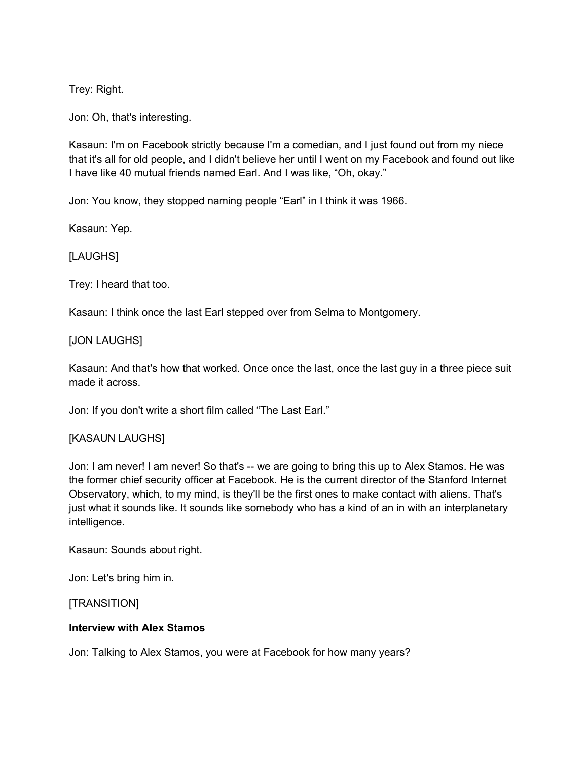Trey: Right.

Jon: Oh, that's interesting.

Kasaun: I'm on Facebook strictly because I'm a comedian, and I just found out from my niece that it's all for old people, and I didn't believe her until I went on my Facebook and found out like I have like 40 mutual friends named Earl. And I was like, "Oh, okay."

Jon: You know, they stopped naming people "Earl" in I think it was 1966.

Kasaun: Yep.

[LAUGHS]

Trey: I heard that too.

Kasaun: I think once the last Earl stepped over from Selma to Montgomery.

[JON LAUGHS]

Kasaun: And that's how that worked. Once once the last, once the last guy in a three piece suit made it across.

Jon: If you don't write a short film called "The Last Earl."

[KASAUN LAUGHS]

Jon: I am never! I am never! So that's -- we are going to bring this up to Alex Stamos. He was the former chief security officer at Facebook. He is the current director of the Stanford Internet Observatory, which, to my mind, is they'll be the first ones to make contact with aliens. That's just what it sounds like. It sounds like somebody who has a kind of an in with an interplanetary intelligence.

Kasaun: Sounds about right.

Jon: Let's bring him in.

[TRANSITION]

**Interview with Alex Stamos**

Jon: Talking to Alex Stamos, you were at Facebook for how many years?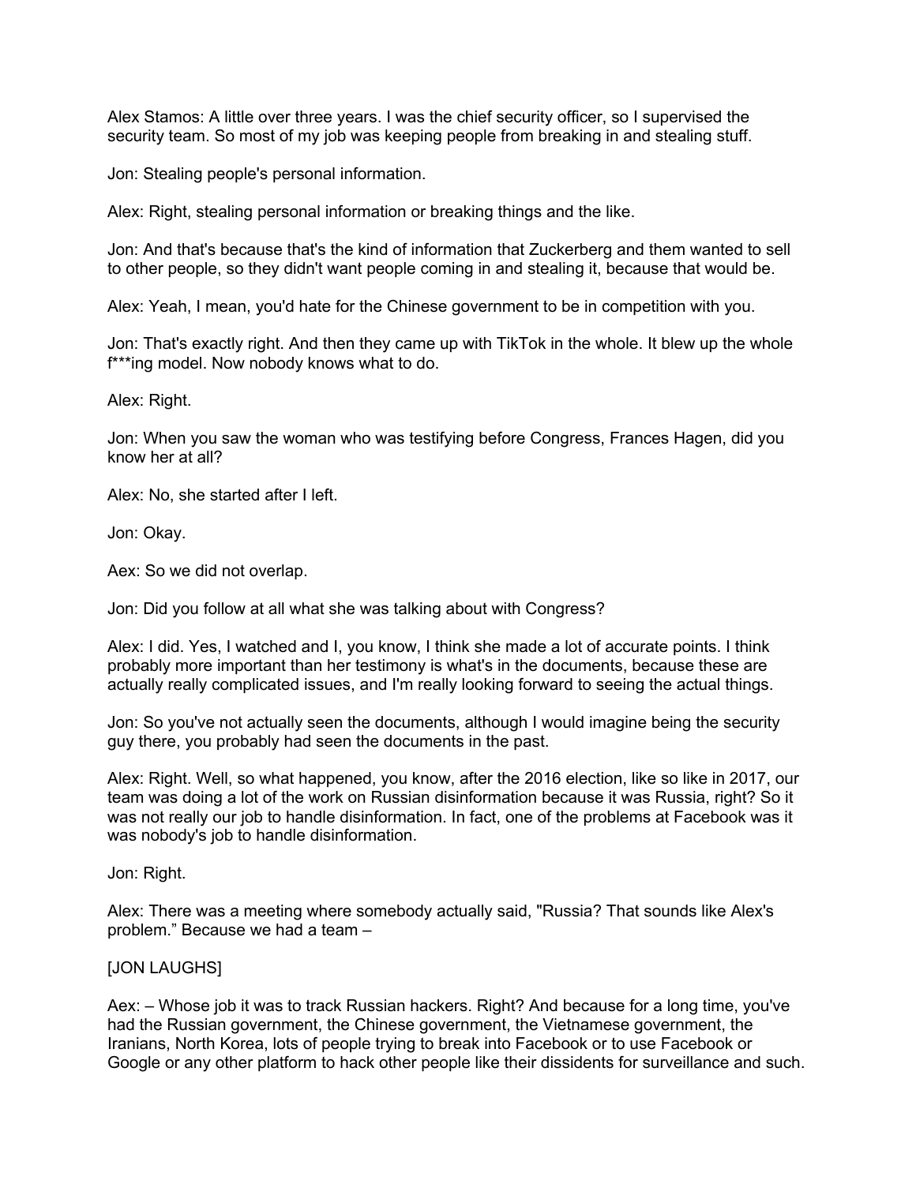Alex Stamos: A little over three years. I was the chief security officer, so I supervised the security team. So most of my job was keeping people from breaking in and stealing stuff.

Jon: Stealing people's personal information.

Alex: Right, stealing personal information or breaking things and the like.

Jon: And that's because that's the kind of information that Zuckerberg and them wanted to sell to other people, so they didn't want people coming in and stealing it, because that would be.

Alex: Yeah, I mean, you'd hate for the Chinese government to be in competition with you.

Jon: That's exactly right. And then they came up with TikTok in the whole. It blew up the whole f***ing model. Now nobody knows what to do.

Alex: Right.

Jon: When you saw the woman who was testifying before Congress, Frances Hagen, did you know her at all?

Alex: No, she started after I left.

Jon: Okay.

Aex: So we did not overlap.

Jon: Did you follow at all what she was talking about with Congress?

Alex: I did. Yes, I watched and I, you know, I think she made a lot of accurate points. I think probably more important than her testimony is what's in the documents, because these are actually really complicated issues, and I'm really looking forward to seeing the actual things.

Jon: So you've not actually seen the documents, although I would imagine being the security guy there, you probably had seen the documents in the past.

Alex: Right. Well, so what happened, you know, after the 2016 election, like so like in 2017, our team was doing a lot of the work on Russian disinformation because it was Russia, right? So it was not really our job to handle disinformation. In fact, one of the problems at Facebook was it was nobody's job to handle disinformation.

Jon: Right.

Alex: There was a meeting where somebody actually said, "Russia? That sounds like Alex's problem." Because we had a team –

[JON LAUGHS]

Aex: – Whose job it was to track Russian hackers. Right? And because for a long time, you've had the Russian government, the Chinese government, the Vietnamese government, the Iranians, North Korea, lots of people trying to break into Facebook or to use Facebook or Google or any other platform to hack other people like their dissidents for surveillance and such.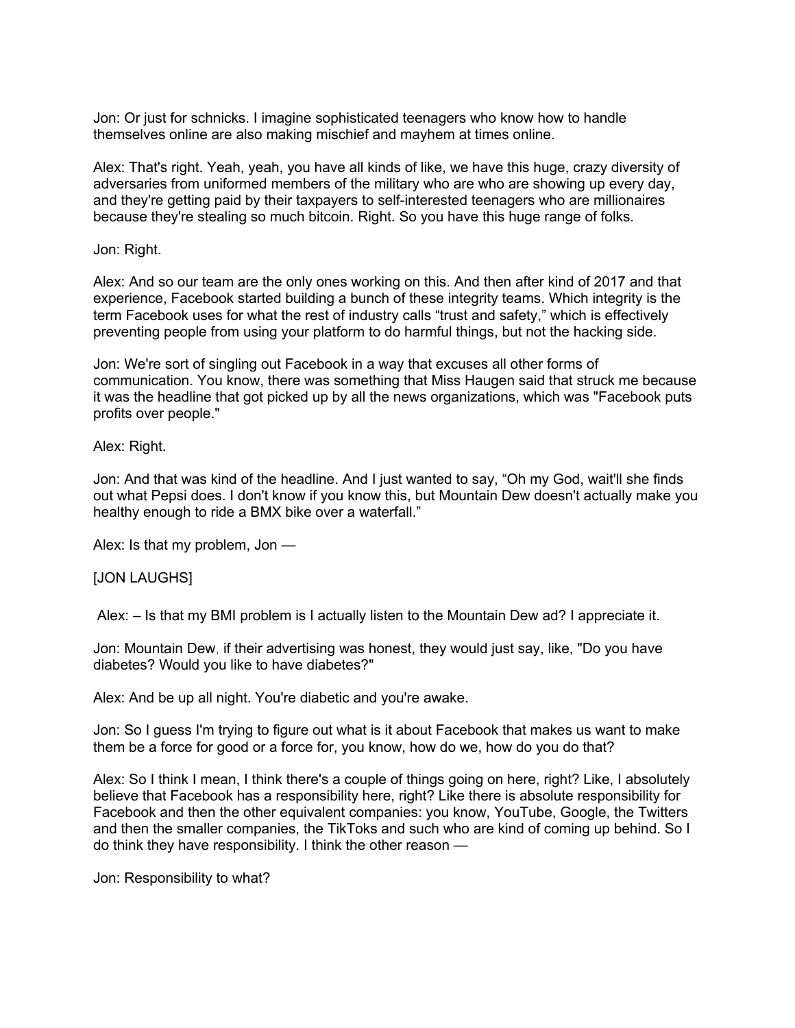Jon: Or just for schnicks. I imagine sophisticated teenagers who know how to handle themselves online are also making mischief and mayhem at times online.

Alex: That's right. Yeah, yeah, you have all kinds of like, we have this huge, crazy diversity of adversaries from uniformed members of the military who are who are showing up every day, and they're getting paid by their taxpayers to self-interested teenagers who are millionaires because they're stealing so much bitcoin. Right. So you have this huge range of folks.

Jon: Right.

Alex: And so our team are the only ones working on this. And then after kind of 2017 and that experience, Facebook started building a bunch of these integrity teams. Which integrity is the term Facebook uses for what the rest of industry calls “trust and safety,” which is effectively preventing people from using your platform to do harmful things, but not the hacking side.

Jon: We're sort of singling out Facebook in a way that excuses all other forms of communication. You know, there was something that Miss Haugen said that struck me because it was the headline that got picked up by all the news organizations, which was "Facebook puts profits over people."

Alex: Right.

Jon: And that was kind of the headline. And I just wanted to say, “Oh my God, wait'll she finds out what Pepsi does. I don't know if you know this, but Mountain Dew doesn't actually make you healthy enough to ride a BMX bike over a waterfall.”

Alex: Is that my problem, Jon —

[JON LAUGHS]

Alex: – Is that my BMI problem is I actually listen to the Mountain Dew ad? I appreciate it.

Jon: Mountain Dew, if their advertising was honest, they would just say, like, "Do you have diabetes? Would you like to have diabetes?"

Alex: And be up all night. You're diabetic and you're awake.

Jon: So I guess I'm trying to figure out what is it about Facebook that makes us want to make them be a force for good or a force for, you know, how do we, how do you do that?

Alex: So I think I mean, I think there's a couple of things going on here, right? Like, I absolutely believe that Facebook has a responsibility here, right? Like there is absolute responsibility for Facebook and then the other equivalent companies: you know, YouTube, Google, the Twitters and then the smaller companies, the TikToks and such who are kind of coming up behind. So I do think they have responsibility. I think the other reason —

Jon: Responsibility to what?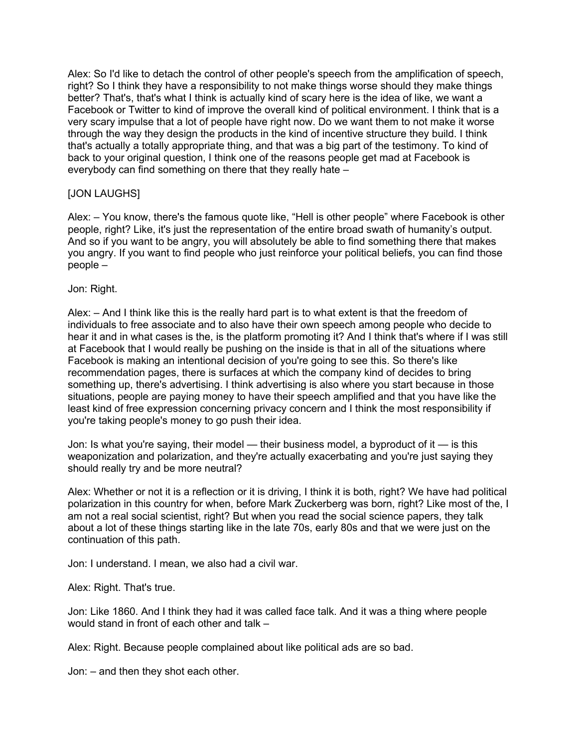Alex: So I'd like to detach the control of other people's speech from the amplification of speech, right? So I think they have a responsibility to not make things worse should they make things better? That's, that's what I think is actually kind of scary here is the idea of like, we want a Facebook or Twitter to kind of improve the overall kind of political environment. I think that is a very scary impulse that a lot of people have right now. Do we want them to not make it worse through the way they design the products in the kind of incentive structure they build. I think that's actually a totally appropriate thing, and that was a big part of the testimony. To kind of back to your original question, I think one of the reasons people get mad at Facebook is everybody can find something on there that they really hate –

[JON LAUGHS]

Alex: – You know, there's the famous quote like, "Hell is other people" where Facebook is other people, right? Like, it's just the representation of the entire broad swath of humanity's output. And so if you want to be angry, you will absolutely be able to find something there that makes you angry. If you want to find people who just reinforce your political beliefs, you can find those people –

Jon: Right.

Alex: – And I think like this is the really hard part is to what extent is that the freedom of individuals to free associate and to also have their own speech among people who decide to hear it and in what cases is the, is the platform promoting it? And I think that's where if I was still at Facebook that I would really be pushing on the inside is that in all of the situations where Facebook is making an intentional decision of you're going to see this. So there's like recommendation pages, there is surfaces at which the company kind of decides to bring something up, there's advertising. I think advertising is also where you start because in those situations, people are paying money to have their speech amplified and that you have like the least kind of free expression concerning privacy concern and I think the most responsibility if you're taking people's money to go push their idea.

Jon: Is what you're saying, their model — their business model, a byproduct of it — is this weaponization and polarization, and they're actually exacerbating and you're just saying they should really try and be more neutral?

Alex: Whether or not it is a reflection or it is driving, I think it is both, right? We have had political polarization in this country for when, before Mark Zuckerberg was born, right? Like most of the, I am not a real social scientist, right? But when you read the social science papers, they talk about a lot of these things starting like in the late 70s, early 80s and that we were just on the continuation of this path.

Jon: I understand. I mean, we also had a civil war.

Alex: Right. That's true.

Jon: Like 1860. And I think they had it was called face talk. And it was a thing where people would stand in front of each other and talk –

Alex: Right. Because people complained about like political ads are so bad.

Jon: – and then they shot each other.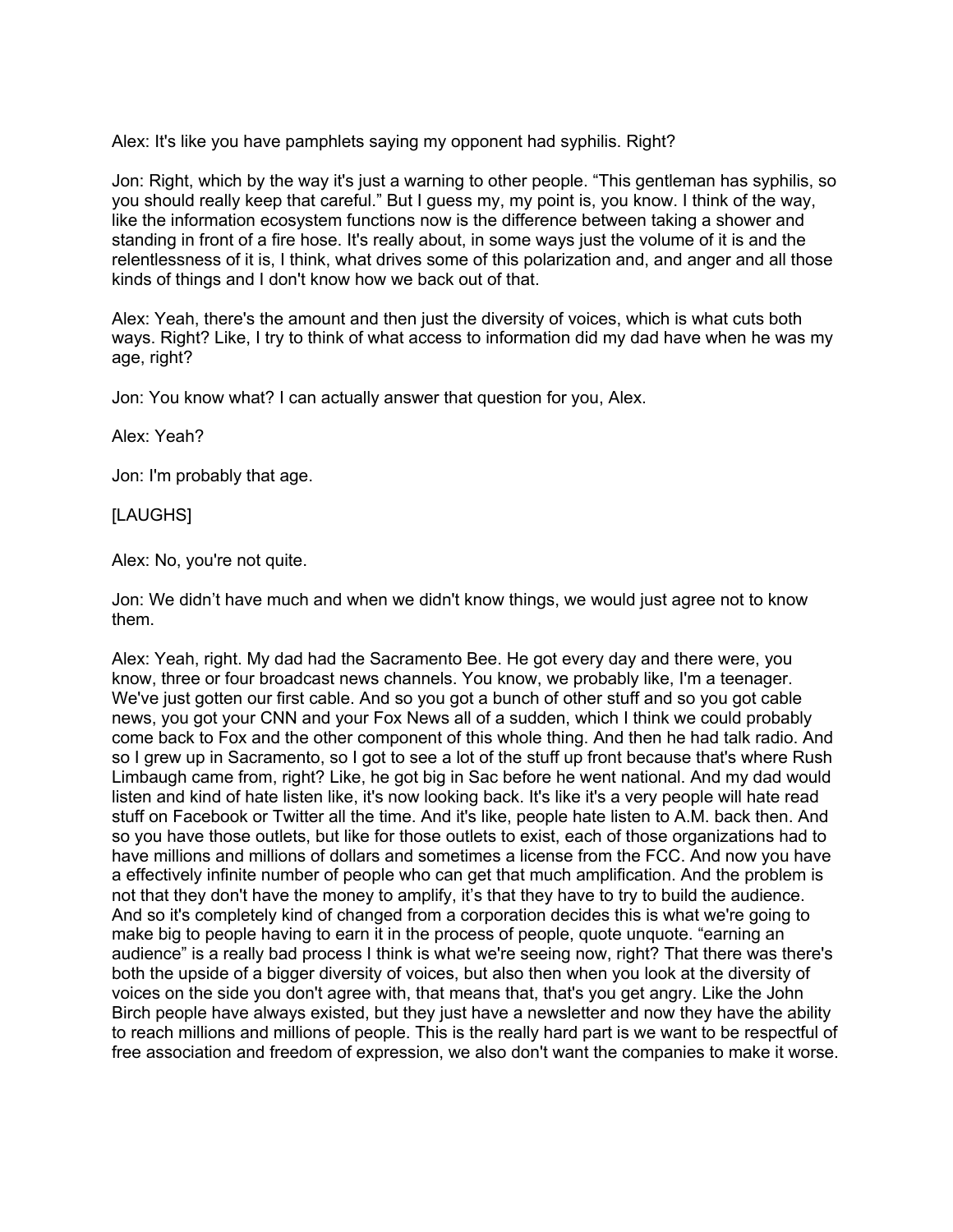Alex: It's like you have pamphlets saying my opponent had syphilis. Right?

Jon: Right, which by the way it's just a warning to other people. "This gentleman has syphilis, so you should really keep that careful." But I guess my, my point is, you know. I think of the way, like the information ecosystem functions now is the difference between taking a shower and standing in front of a fire hose. It's really about, in some ways just the volume of it is and the relentlessness of it is, I think, what drives some of this polarization and, and anger and all those kinds of things and I don't know how we back out of that.

Alex: Yeah, there's the amount and then just the diversity of voices, which is what cuts both ways. Right? Like, I try to think of what access to information did my dad have when he was my age, right?

Jon: You know what? I can actually answer that question for you, Alex.

Alex: Yeah?

Jon: I'm probably that age.

[LAUGHS]

Alex: No, you're not quite.

Jon: We didn't have much and when we didn't know things, we would just agree not to know them.

Alex: Yeah, right. My dad had the Sacramento Bee. He got every day and there were, you know, three or four broadcast news channels. You know, we probably like, I'm a teenager. We've just gotten our first cable. And so you got a bunch of other stuff and so you got cable news, you got your CNN and your Fox News all of a sudden, which I think we could probably come back to Fox and the other component of this whole thing. And then he had talk radio. And so I grew up in Sacramento, so I got to see a lot of the stuff up front because that's where Rush Limbaugh came from, right? Like, he got big in Sac before he went national. And my dad would listen and kind of hate listen like, it's now looking back. It's like it's a very people will hate read stuff on Facebook or Twitter all the time. And it's like, people hate listen to A.M. back then. And so you have those outlets, but like for those outlets to exist, each of those organizations had to have millions and millions of dollars and sometimes a license from the FCC. And now you have a effectively infinite number of people who can get that much amplification. And the problem is not that they don't have the money to amplify, it's that they have to try to build the audience. And so it's completely kind of changed from a corporation decides this is what we're going to make big to people having to earn it in the process of people, quote unquote. "earning an audience" is a really bad process I think is what we're seeing now, right? That there was there's both the upside of a bigger diversity of voices, but also then when you look at the diversity of voices on the side you don't agree with, that means that, that's you get angry. Like the John Birch people have always existed, but they just have a newsletter and now they have the ability to reach millions and millions of people. This is the really hard part is we want to be respectful of free association and freedom of expression, we also don't want the companies to make it worse.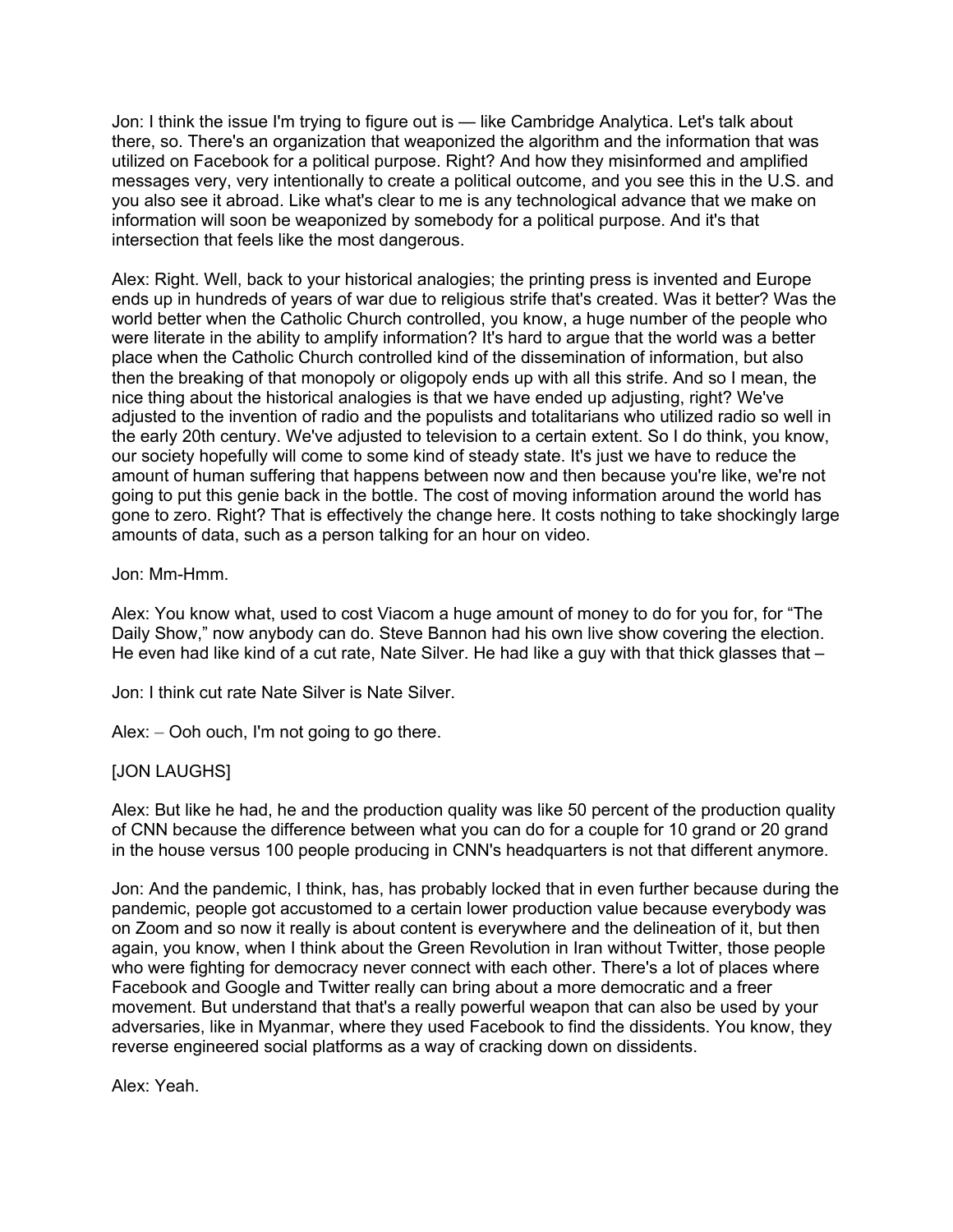Jon: I think the issue I'm trying to figure out is — like Cambridge Analytica. Let's talk about there, so. There's an organization that weaponized the algorithm and the information that was utilized on Facebook for a political purpose. Right? And how they misinformed and amplified messages very, very intentionally to create a political outcome, and you see this in the U.S. and you also see it abroad. Like what's clear to me is any technological advance that we make on information will soon be weaponized by somebody for a political purpose. And it's that intersection that feels like the most dangerous.

Alex: Right. Well, back to your historical analogies; the printing press is invented and Europe ends up in hundreds of years of war due to religious strife that's created. Was it better? Was the world better when the Catholic Church controlled, you know, a huge number of the people who were literate in the ability to amplify information? It's hard to argue that the world was a better place when the Catholic Church controlled kind of the dissemination of information, but also then the breaking of that monopoly or oligopoly ends up with all this strife. And so I mean, the nice thing about the historical analogies is that we have ended up adjusting, right? We've adjusted to the invention of radio and the populists and totalitarians who utilized radio so well in the early 20th century. We've adjusted to television to a certain extent. So I do think, you know, our society hopefully will come to some kind of steady state. It's just we have to reduce the amount of human suffering that happens between now and then because you're like, we're not going to put this genie back in the bottle. The cost of moving information around the world has gone to zero. Right? That is effectively the change here. It costs nothing to take shockingly large amounts of data, such as a person talking for an hour on video.

Jon: Mm-Hmm.

Alex: You know what, used to cost Viacom a huge amount of money to do for you for, for "The Daily Show," now anybody can do. Steve Bannon had his own live show covering the election. He even had like kind of a cut rate, Nate Silver. He had like a guy with that thick glasses that –

Jon: I think cut rate Nate Silver is Nate Silver.

Alex: – Ooh ouch, I'm not going to go there.

[JON LAUGHS]

Alex: But like he had, he and the production quality was like 50 percent of the production quality of CNN because the difference between what you can do for a couple for 10 grand or 20 grand in the house versus 100 people producing in CNN's headquarters is not that different anymore.

Jon: And the pandemic, I think, has, has probably locked that in even further because during the pandemic, people got accustomed to a certain lower production value because everybody was on Zoom and so now it really is about content is everywhere and the delineation of it, but then again, you know, when I think about the Green Revolution in Iran without Twitter, those people who were fighting for democracy never connect with each other. There's a lot of places where Facebook and Google and Twitter really can bring about a more democratic and a freer movement. But understand that that's a really powerful weapon that can also be used by your adversaries, like in Myanmar, where they used Facebook to find the dissidents. You know, they reverse engineered social platforms as a way of cracking down on dissidents.

Alex: Yeah.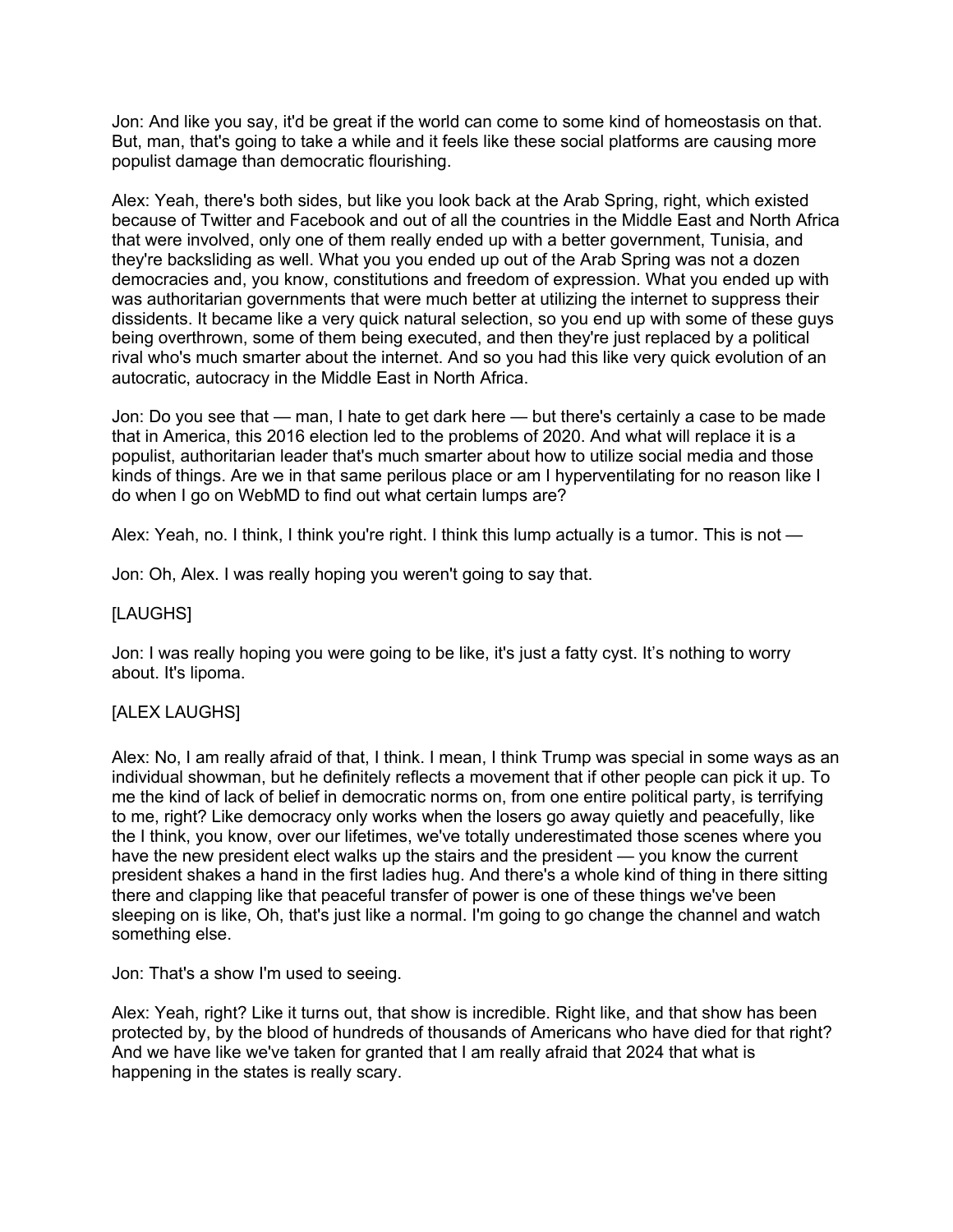Jon: And like you say, it'd be great if the world can come to some kind of homeostasis on that. But, man, that's going to take a while and it feels like these social platforms are causing more populist damage than democratic flourishing.

Alex: Yeah, there's both sides, but like you look back at the Arab Spring, right, which existed because of Twitter and Facebook and out of all the countries in the Middle East and North Africa that were involved, only one of them really ended up with a better government, Tunisia, and they're backsliding as well. What you you ended up out of the Arab Spring was not a dozen democracies and, you know, constitutions and freedom of expression. What you ended up with was authoritarian governments that were much better at utilizing the internet to suppress their dissidents. It became like a very quick natural selection, so you end up with some of these guys being overthrown, some of them being executed, and then they're just replaced by a political rival who's much smarter about the internet. And so you had this like very quick evolution of an autocratic, autocracy in the Middle East in North Africa.

Jon: Do you see that — man, I hate to get dark here — but there's certainly a case to be made that in America, this 2016 election led to the problems of 2020. And what will replace it is a populist, authoritarian leader that's much smarter about how to utilize social media and those kinds of things. Are we in that same perilous place or am I hyperventilating for no reason like I do when I go on WebMD to find out what certain lumps are?

Alex: Yeah, no. I think, I think you're right. I think this lump actually is a tumor. This is not —

Jon: Oh, Alex. I was really hoping you weren't going to say that.

[LAUGHS]

Jon: I was really hoping you were going to be like, it's just a fatty cyst. It's nothing to worry about. It's lipoma.

[ALEX LAUGHS]

Alex: No, I am really afraid of that, I think. I mean, I think Trump was special in some ways as an individual showman, but he definitely reflects a movement that if other people can pick it up. To me the kind of lack of belief in democratic norms on, from one entire political party, is terrifying to me, right? Like democracy only works when the losers go away quietly and peacefully, like the I think, you know, over our lifetimes, we've totally underestimated those scenes where you have the new president elect walks up the stairs and the president — you know the current president shakes a hand in the first ladies hug. And there's a whole kind of thing in there sitting there and clapping like that peaceful transfer of power is one of these things we've been sleeping on is like, Oh, that's just like a normal. I'm going to go change the channel and watch something else.

Jon: That's a show I'm used to seeing.

Alex: Yeah, right? Like it turns out, that show is incredible. Right like, and that show has been protected by, by the blood of hundreds of thousands of Americans who have died for that right? And we have like we've taken for granted that I am really afraid that 2024 that what is happening in the states is really scary.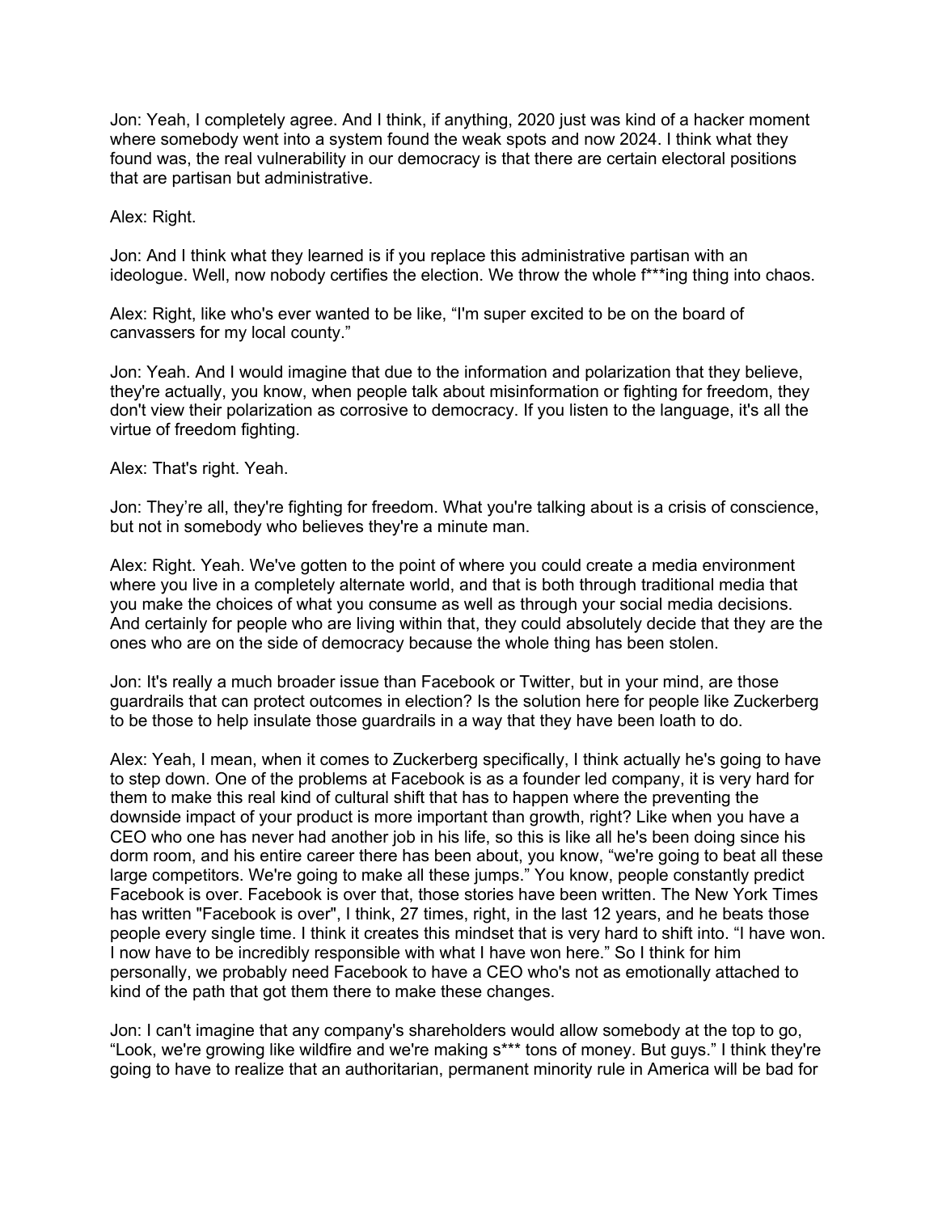Jon: Yeah, I completely agree. And I think, if anything, 2020 just was kind of a hacker moment where somebody went into a system found the weak spots and now 2024. I think what they found was, the real vulnerability in our democracy is that there are certain electoral positions that are partisan but administrative.

Alex: Right.

Jon: And I think what they learned is if you replace this administrative partisan with an ideologue. Well, now nobody certifies the election. We throw the whole f***ing thing into chaos.

Alex: Right, like who's ever wanted to be like, "I'm super excited to be on the board of canvassers for my local county."

Jon: Yeah. And I would imagine that due to the information and polarization that they believe, they're actually, you know, when people talk about misinformation or fighting for freedom, they don't view their polarization as corrosive to democracy. If you listen to the language, it's all the virtue of freedom fighting.

Alex: That's right. Yeah.

Jon: They're all, they're fighting for freedom. What you're talking about is a crisis of conscience, but not in somebody who believes they're a minute man.

Alex: Right. Yeah. We've gotten to the point of where you could create a media environment where you live in a completely alternate world, and that is both through traditional media that you make the choices of what you consume as well as through your social media decisions. And certainly for people who are living within that, they could absolutely decide that they are the ones who are on the side of democracy because the whole thing has been stolen.

Jon: It's really a much broader issue than Facebook or Twitter, but in your mind, are those guardrails that can protect outcomes in election? Is the solution here for people like Zuckerberg to be those to help insulate those guardrails in a way that they have been loath to do.

Alex: Yeah, I mean, when it comes to Zuckerberg specifically, I think actually he's going to have to step down. One of the problems at Facebook is as a founder led company, it is very hard for them to make this real kind of cultural shift that has to happen where the preventing the downside impact of your product is more important than growth, right? Like when you have a CEO who one has never had another job in his life, so this is like all he's been doing since his dorm room, and his entire career there has been about, you know, "we're going to beat all these large competitors. We're going to make all these jumps." You know, people constantly predict Facebook is over. Facebook is over that, those stories have been written. The New York Times has written "Facebook is over", I think, 27 times, right, in the last 12 years, and he beats those people every single time. I think it creates this mindset that is very hard to shift into. "I have won. I now have to be incredibly responsible with what I have won here." So I think for him personally, we probably need Facebook to have a CEO who's not as emotionally attached to kind of the path that got them there to make these changes.

Jon: I can't imagine that any company's shareholders would allow somebody at the top to go, "Look, we're growing like wildfire and we're making s*** tons of money. But guys." I think they're going to have to realize that an authoritarian, permanent minority rule in America will be bad for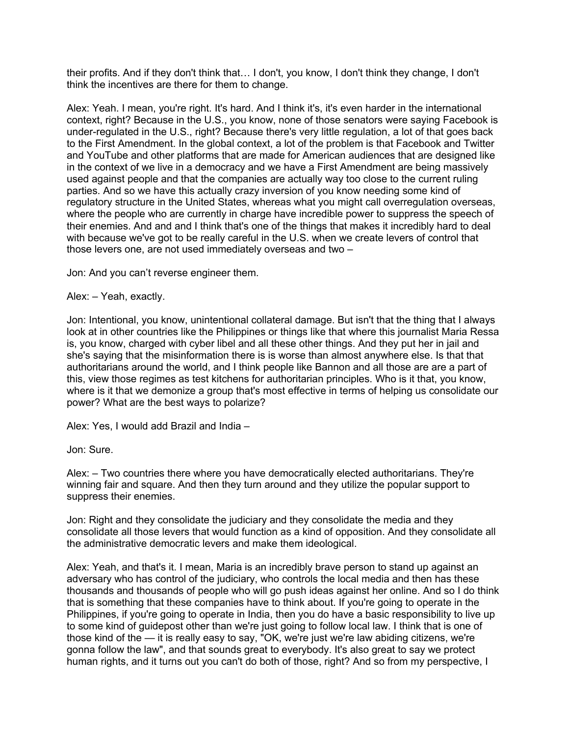their profits. And if they don't think that… I don't, you know, I don't think they change, I don't think the incentives are there for them to change.

Alex: Yeah. I mean, you're right. It's hard. And I think it's, it's even harder in the international context, right? Because in the U.S., you know, none of those senators were saying Facebook is under-regulated in the U.S., right? Because there's very little regulation, a lot of that goes back to the First Amendment. In the global context, a lot of the problem is that Facebook and Twitter and YouTube and other platforms that are made for American audiences that are designed like in the context of we live in a democracy and we have a First Amendment are being massively used against people and that the companies are actually way too close to the current ruling parties. And so we have this actually crazy inversion of you know needing some kind of regulatory structure in the United States, whereas what you might call overregulation overseas, where the people who are currently in charge have incredible power to suppress the speech of their enemies. And and and I think that's one of the things that makes it incredibly hard to deal with because we've got to be really careful in the U.S. when we create levers of control that those levers one, are not used immediately overseas and two –

Jon: And you can't reverse engineer them.

Alex: – Yeah, exactly.

Jon: Intentional, you know, unintentional collateral damage. But isn't that the thing that I always look at in other countries like the Philippines or things like that where this journalist Maria Ressa is, you know, charged with cyber libel and all these other things. And they put her in jail and she's saying that the misinformation there is is worse than almost anywhere else. Is that that authoritarians around the world, and I think people like Bannon and all those are are a part of this, view those regimes as test kitchens for authoritarian principles. Who is it that, you know, where is it that we demonize a group that's most effective in terms of helping us consolidate our power? What are the best ways to polarize?

Alex: Yes, I would add Brazil and India –

Jon: Sure.

Alex: – Two countries there where you have democratically elected authoritarians. They're winning fair and square. And then they turn around and they utilize the popular support to suppress their enemies.

Jon: Right and they consolidate the judiciary and they consolidate the media and they consolidate all those levers that would function as a kind of opposition. And they consolidate all the administrative democratic levers and make them ideological.

Alex: Yeah, and that's it. I mean, Maria is an incredibly brave person to stand up against an adversary who has control of the judiciary, who controls the local media and then has these thousands and thousands of people who will go push ideas against her online. And so I do think that is something that these companies have to think about. If you're going to operate in the Philippines, if you're going to operate in India, then you do have a basic responsibility to live up to some kind of guidepost other than we're just going to follow local law. I think that is one of those kind of the — it is really easy to say, "OK, we're just we're law abiding citizens, we're gonna follow the law", and that sounds great to everybody. It's also great to say we protect human rights, and it turns out you can't do both of those, right? And so from my perspective, I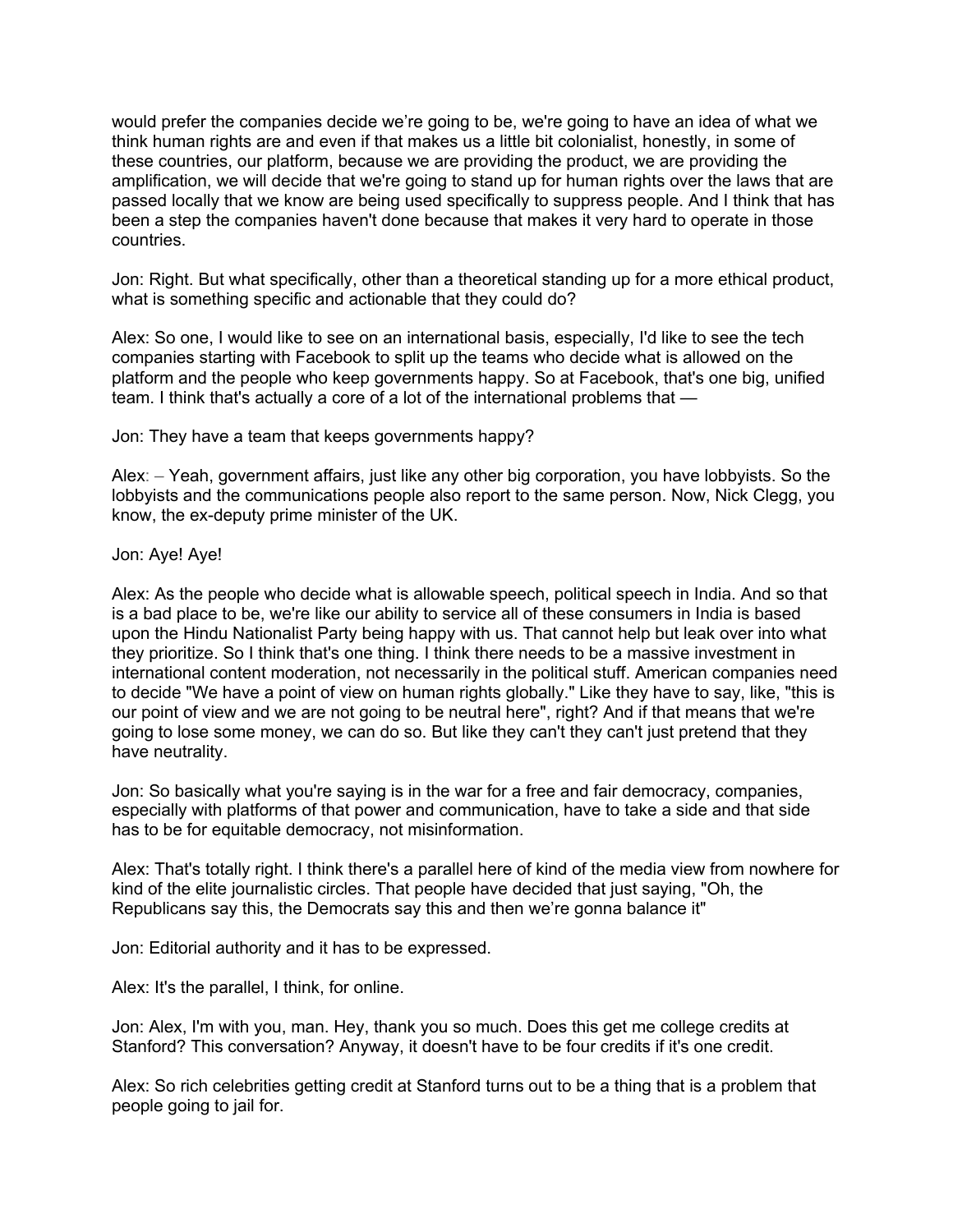would prefer the companies decide we're going to be, we're going to have an idea of what we think human rights are and even if that makes us a little bit colonialist, honestly, in some of these countries, our platform, because we are providing the product, we are providing the amplification, we will decide that we're going to stand up for human rights over the laws that are passed locally that we know are being used specifically to suppress people. And I think that has been a step the companies haven't done because that makes it very hard to operate in those countries.

Jon: Right. But what specifically, other than a theoretical standing up for a more ethical product, what is something specific and actionable that they could do?

Alex: So one, I would like to see on an international basis, especially, I'd like to see the tech companies starting with Facebook to split up the teams who decide what is allowed on the platform and the people who keep governments happy. So at Facebook, that's one big, unified team. I think that's actually a core of a lot of the international problems that —

Jon: They have a team that keeps governments happy?

Alex: – Yeah, government affairs, just like any other big corporation, you have lobbyists. So the lobbyists and the communications people also report to the same person. Now, Nick Clegg, you know, the ex-deputy prime minister of the UK.

Jon: Aye! Aye!

Alex: As the people who decide what is allowable speech, political speech in India. And so that is a bad place to be, we're like our ability to service all of these consumers in India is based upon the Hindu Nationalist Party being happy with us. That cannot help but leak over into what they prioritize. So I think that's one thing. I think there needs to be a massive investment in international content moderation, not necessarily in the political stuff. American companies need to decide "We have a point of view on human rights globally." Like they have to say, like, "this is our point of view and we are not going to be neutral here", right? And if that means that we're going to lose some money, we can do so. But like they can't they can't just pretend that they have neutrality.

Jon: So basically what you're saying is in the war for a free and fair democracy, companies, especially with platforms of that power and communication, have to take a side and that side has to be for equitable democracy, not misinformation.

Alex: That's totally right. I think there's a parallel here of kind of the media view from nowhere for kind of the elite journalistic circles. That people have decided that just saying, "Oh, the Republicans say this, the Democrats say this and then we're gonna balance it"

Jon: Editorial authority and it has to be expressed.

Alex: It's the parallel, I think, for online.

Jon: Alex, I'm with you, man. Hey, thank you so much. Does this get me college credits at Stanford? This conversation? Anyway, it doesn't have to be four credits if it's one credit.

Alex: So rich celebrities getting credit at Stanford turns out to be a thing that is a problem that people going to jail for.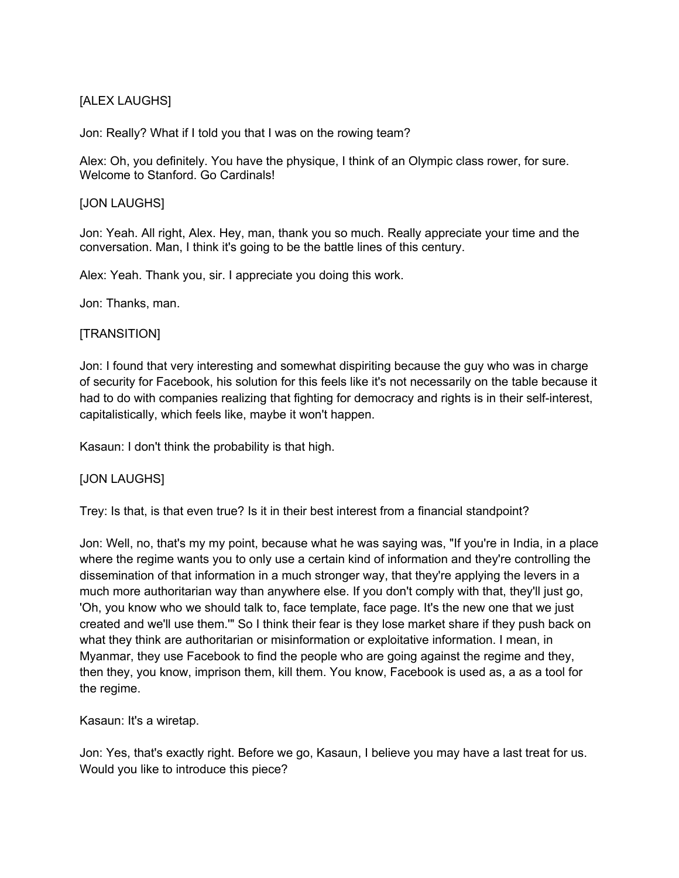[ALEX LAUGHS]

Jon: Really? What if I told you that I was on the rowing team?

Alex: Oh, you definitely. You have the physique, I think of an Olympic class rower, for sure. Welcome to Stanford. Go Cardinals!

[JON LAUGHS]

Jon: Yeah. All right, Alex. Hey, man, thank you so much. Really appreciate your time and the conversation. Man, I think it's going to be the battle lines of this century.

Alex: Yeah. Thank you, sir. I appreciate you doing this work.

Jon: Thanks, man.

[TRANSITION]

Jon: I found that very interesting and somewhat dispiriting because the guy who was in charge of security for Facebook, his solution for this feels like it's not necessarily on the table because it had to do with companies realizing that fighting for democracy and rights is in their self-interest, capitalistically, which feels like, maybe it won't happen.

Kasaun: I don't think the probability is that high.

[JON LAUGHS]

Trey: Is that, is that even true? Is it in their best interest from a financial standpoint?

Jon: Well, no, that's my my point, because what he was saying was, "If you're in India, in a place where the regime wants you to only use a certain kind of information and they're controlling the dissemination of that information in a much stronger way, that they're applying the levers in a much more authoritarian way than anywhere else. If you don't comply with that, they'll just go, 'Oh, you know who we should talk to, face template, face page. It's the new one that we just created and we'll use them.'" So I think their fear is they lose market share if they push back on what they think are authoritarian or misinformation or exploitative information. I mean, in Myanmar, they use Facebook to find the people who are going against the regime and they, then they, you know, imprison them, kill them. You know, Facebook is used as, a as a tool for the regime.

Kasaun: It's a wiretap.

Jon: Yes, that's exactly right. Before we go, Kasaun, I believe you may have a last treat for us. Would you like to introduce this piece?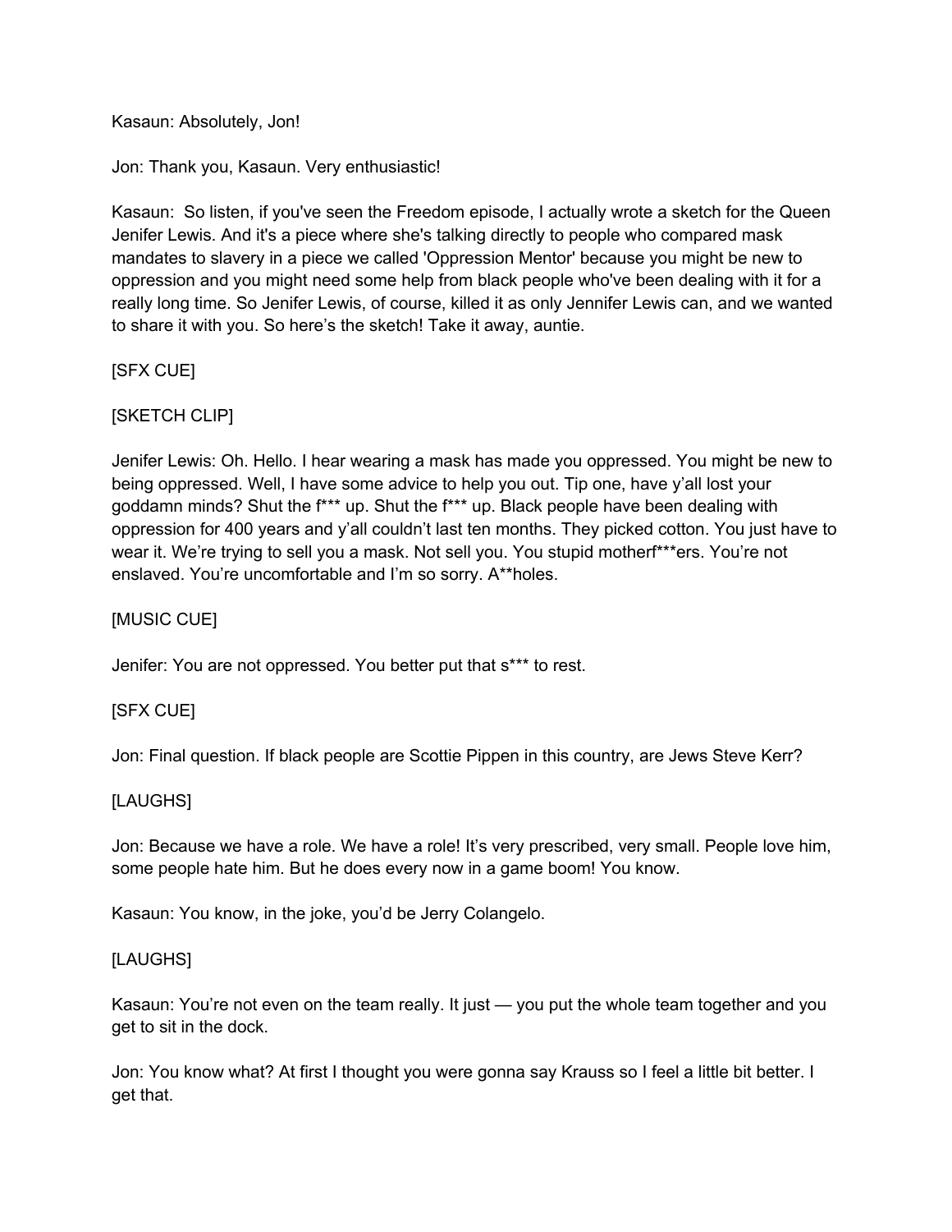Kasaun: Absolutely, Jon!

Jon: Thank you, Kasaun. Very enthusiastic!

Kasaun: So listen, if you've seen the Freedom episode, I actually wrote a sketch for the Queen Jenifer Lewis. And it's a piece where she's talking directly to people who compared mask mandates to slavery in a piece we called 'Oppression Mentor' because you might be new to oppression and you might need some help from black people who've been dealing with it for a really long time. So Jenifer Lewis, of course, killed it as only Jennifer Lewis can, and we wanted to share it with you. So here's the sketch! Take it away, auntie.

[SFX CUE]

[SKETCH CLIP]

Jenifer Lewis: Oh. Hello. I hear wearing a mask has made you oppressed. You might be new to being oppressed. Well, I have some advice to help you out. Tip one, have y'all lost your goddamn minds? Shut the f*** up. Shut the f*** up. Black people have been dealing with oppression for 400 years and y'all couldn't last ten months. They picked cotton. You just have to wear it. We're trying to sell you a mask. Not sell you. You stupid motherf***ers. You're not enslaved. You're uncomfortable and I'm so sorry. A**holes.

[MUSIC CUE]

Jenifer: You are not oppressed. You better put that s*** to rest.

[SFX CUE]

Jon: Final question. If black people are Scottie Pippen in this country, are Jews Steve Kerr?

[LAUGHS]

Jon: Because we have a role. We have a role! It's very prescribed, very small. People love him, some people hate him. But he does every now in a game boom! You know.

Kasaun: You know, in the joke, you'd be Jerry Colangelo.

[LAUGHS]

Kasaun: You're not even on the team really. It just — you put the whole team together and you get to sit in the dock.

Jon: You know what? At first I thought you were gonna say Krauss so I feel a little bit better. I get that.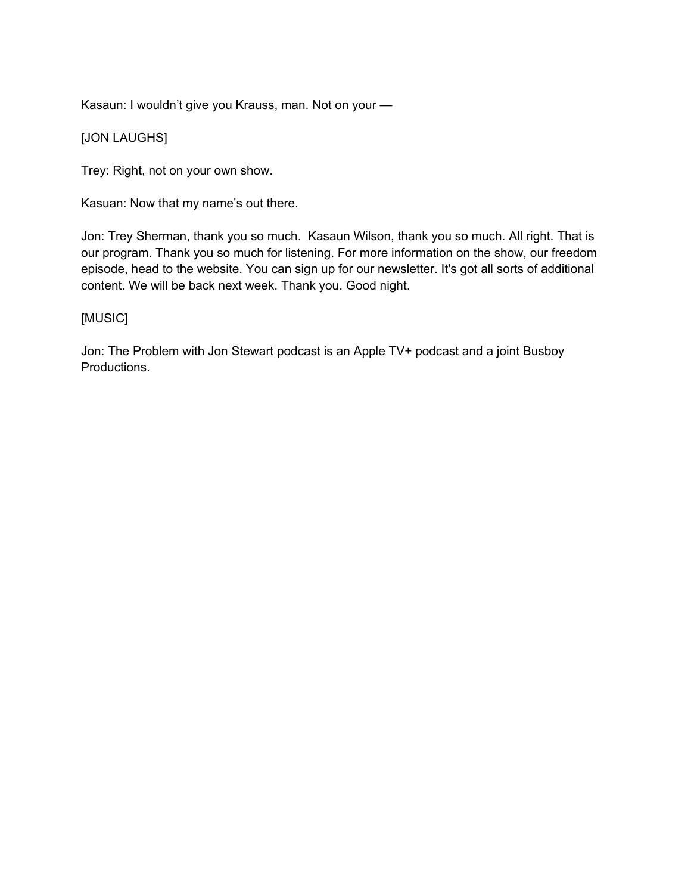Kasaun: I wouldn't give you Krauss, man. Not on your —

[JON LAUGHS]

Trey: Right, not on your own show.

Kasuan: Now that my name's out there.

Jon: Trey Sherman, thank you so much.  Kasaun Wilson, thank you so much. All right. That is our program. Thank you so much for listening. For more information on the show, our freedom episode, head to the website. You can sign up for our newsletter. It's got all sorts of additional content. We will be back next week. Thank you. Good night.

[MUSIC]

Jon: The Problem with Jon Stewart podcast is an Apple TV+ podcast and a joint Busboy Productions.